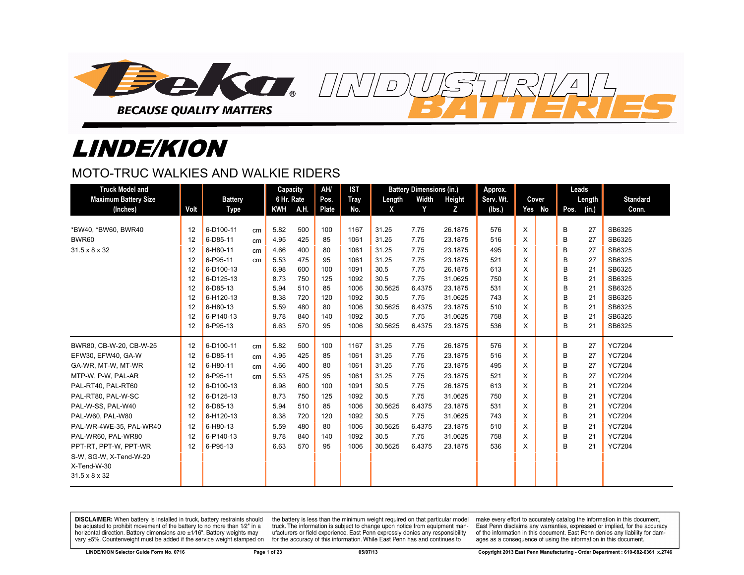# Deka INDUSTRIAL BATTERIES

BECAUSE QUALITY MATTERS

# LINDE/KION

## MOTO-TRUC WALKIES AND WALKIE RIDERS

| Truck Model and Maximum Battery Size (Inches) | Volt | Battery Type | | Capacity 6 Hr. Rate KWH | A.H. | AH/ Pos. Plate | IST Tray No. | Battery Dimensions (in.) Length X | Width Y | Height Z | Approx. Serv. Wt. (lbs.) | Cover Yes | No | Leads Pos. | Length (in.) | Standard Conn. |
|---|---|---|---|---|---|---|---|---|---|---|---|---|---|---|---|---|
| *BW40, *BW60, BWR40 | 12 | 6-D100-11 | cm | 5.82 | 500 | 100 | 1167 | 31.25 | 7.75 | 26.1875 | 576 | X | | B | 27 | SB6325 |
| BWR60 | 12 | 6-D85-11 | cm | 4.95 | 425 | 85 | 1061 | 31.25 | 7.75 | 23.1875 | 516 | X | | B | 27 | SB6325 |
| 31.5 x 8 x 32 | 12 | 6-H80-11 | cm | 4.66 | 400 | 80 | 1061 | 31.25 | 7.75 | 23.1875 | 495 | X | | B | 27 | SB6325 |
| | 12 | 6-P95-11 | cm | 5.53 | 475 | 95 | 1061 | 31.25 | 7.75 | 23.1875 | 521 | X | | B | 27 | SB6325 |
| | 12 | 6-D100-13 | | 6.98 | 600 | 100 | 1091 | 30.5 | 7.75 | 26.1875 | 613 | X | | B | 21 | SB6325 |
| | 12 | 6-D125-13 | | 8.73 | 750 | 125 | 1092 | 30.5 | 7.75 | 31.0625 | 750 | X | | B | 21 | SB6325 |
| | 12 | 6-D85-13 | | 5.94 | 510 | 85 | 1006 | 30.5625 | 6.4375 | 23.1875 | 531 | X | | B | 21 | SB6325 |
| | 12 | 6-H120-13 | | 8.38 | 720 | 120 | 1092 | 30.5 | 7.75 | 31.0625 | 743 | X | | B | 21 | SB6325 |
| | 12 | 6-H80-13 | | 5.59 | 480 | 80 | 1006 | 30.5625 | 6.4375 | 23.1875 | 510 | X | | B | 21 | SB6325 |
| | 12 | 6-P140-13 | | 9.78 | 840 | 140 | 1092 | 30.5 | 7.75 | 31.0625 | 758 | X | | B | 21 | SB6325 |
| | 12 | 6-P95-13 | | 6.63 | 570 | 95 | 1006 | 30.5625 | 6.4375 | 23.1875 | 536 | X | | B | 21 | SB6325 |
| BWR80, CB-W-20, CB-W-25 | 12 | 6-D100-11 | cm | 5.82 | 500 | 100 | 1167 | 31.25 | 7.75 | 26.1875 | 576 | X | | B | 27 | YC7204 |
| EFW30, EFW40, GA-W | 12 | 6-D85-11 | cm | 4.95 | 425 | 85 | 1061 | 31.25 | 7.75 | 23.1875 | 516 | X | | B | 27 | YC7204 |
| GA-WR, MT-W, MT-WR | 12 | 6-H80-11 | cm | 4.66 | 400 | 80 | 1061 | 31.25 | 7.75 | 23.1875 | 495 | X | | B | 27 | YC7204 |
| MTP-W, P-W, PAL-AR | 12 | 6-P95-11 | cm | 5.53 | 475 | 95 | 1061 | 31.25 | 7.75 | 23.1875 | 521 | X | | B | 27 | YC7204 |
| PAL-RT40, PAL-RT60 | 12 | 6-D100-13 | | 6.98 | 600 | 100 | 1091 | 30.5 | 7.75 | 26.1875 | 613 | X | | B | 21 | YC7204 |
| PAL-RT80, PAL-W-SC | 12 | 6-D125-13 | | 8.73 | 750 | 125 | 1092 | 30.5 | 7.75 | 31.0625 | 750 | X | | B | 21 | YC7204 |
| PAL-W-SS, PAL-W40 | 12 | 6-D85-13 | | 5.94 | 510 | 85 | 1006 | 30.5625 | 6.4375 | 23.1875 | 531 | X | | B | 21 | YC7204 |
| PAL-W60, PAL-W80 | 12 | 6-H120-13 | | 8.38 | 720 | 120 | 1092 | 30.5 | 7.75 | 31.0625 | 743 | X | | B | 21 | YC7204 |
| PAL-WR-4WE-35, PAL-WR40 | 12 | 6-H80-13 | | 5.59 | 480 | 80 | 1006 | 30.5625 | 6.4375 | 23.1875 | 510 | X | | B | 21 | YC7204 |
| PAL-WR60, PAL-WR80 | 12 | 6-P140-13 | | 9.78 | 840 | 140 | 1092 | 30.5 | 7.75 | 31.0625 | 758 | X | | B | 21 | YC7204 |
| PPT-RT, PPT-W, PPT-WR | 12 | 6-P95-13 | | 6.63 | 570 | 95 | 1006 | 30.5625 | 6.4375 | 23.1875 | 536 | X | | B | 21 | YC7204 |
| S-W, SG-W, X-Tend-W-20 | | | | | | | | | | | | | | | | |
| X-Tend-W-30 | | | | | | | | | | | | | | | | |
| 31.5 x 8 x 32 | | | | | | | | | | | | | | | | |

**DISCLAIMER:** When battery is installed in truck, battery restraints should be adjusted to prohibit movement of the battery to no more than 1⁄2" in a horizontal direction. Battery dimensions are ±1⁄16". Battery weights may vary ±5%. Counterweight must be added if the service weight stamped on the battery is less than the minimum weight required on that particular model truck. The information is subject to change upon notice from equipment manufacturers or field experience. East Penn expressly denies any responsibility for the accuracy of this information. While East Penn has and continues to make every effort to accurately catalog the information in this document, East Penn disclaims any warranties, expressed or implied, for the accuracy of the information in this document. East Penn denies any liability for damages as a consequence of using the information in this document.

LINDE/KION Selector Guide Form No. 0716 — 05/07/13 — Copyright 2013 East Penn Manufacturing - Order Department : 610-682-6361 x.2746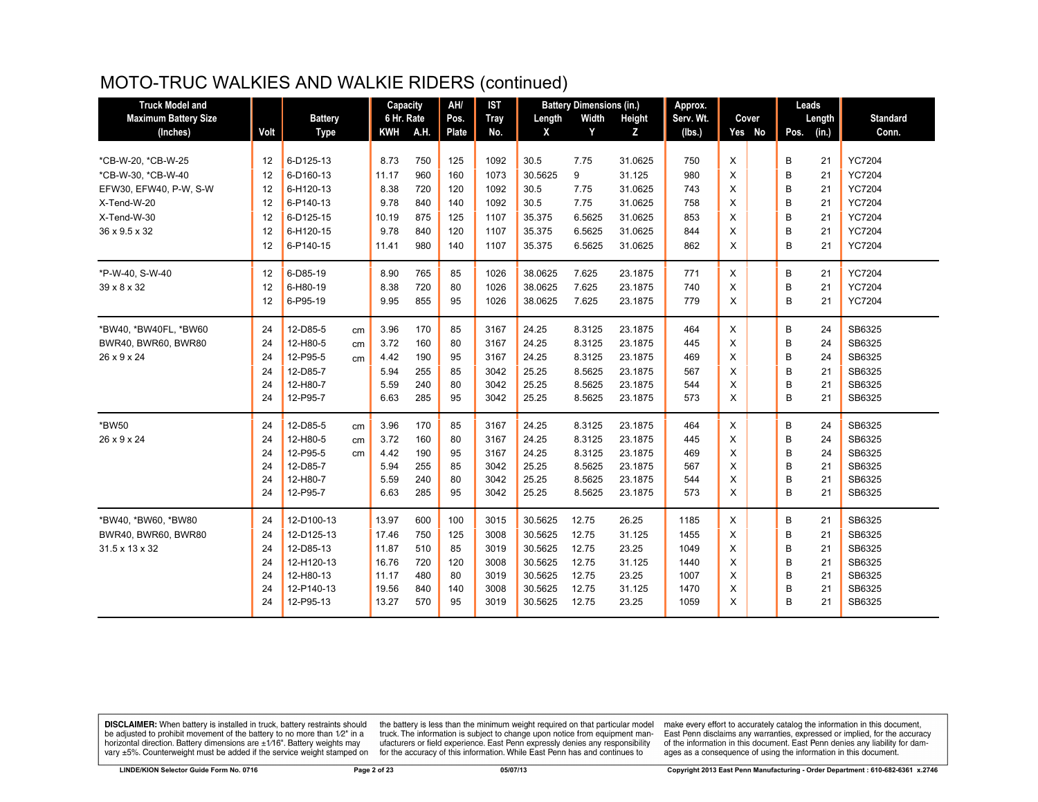# MOTO-TRUC WALKIES AND WALKIE RIDERS (continued)

| Truck Model and Maximum Battery Size (Inches) | Volt | Battery Type | | Capacity 6 Hr. Rate KWH | A.H. | AH/ Pos. Plate | IST Tray No. | Battery Dimensions (in.) Length X | Width Y | Height Z | Approx. Serv. Wt. (lbs.) | Cover Yes | No | Leads Pos. | Length (in.) | Standard Conn. |
|---|---|---|---|---|---|---|---|---|---|---|---|---|---|---|---|---|
| *CB-W-20, *CB-W-25 | 12 | 6-D125-13 | | 8.73 | 750 | 125 | 1092 | 30.5 | 7.75 | 31.0625 | 750 | X | | B | 21 | YC7204 |
| *CB-W-30, *CB-W-40 | 12 | 6-D160-13 | | 11.17 | 960 | 160 | 1073 | 30.5625 | 9 | 31.125 | 980 | X | | B | 21 | YC7204 |
| EFW30, EFW40, P-W, S-W | 12 | 6-H120-13 | | 8.38 | 720 | 120 | 1092 | 30.5 | 7.75 | 31.0625 | 743 | X | | B | 21 | YC7204 |
| X-Tend-W-20 | 12 | 6-P140-13 | | 9.78 | 840 | 140 | 1092 | 30.5 | 7.75 | 31.0625 | 758 | X | | B | 21 | YC7204 |
| X-Tend-W-30 | 12 | 6-D125-15 | | 10.19 | 875 | 125 | 1107 | 35.375 | 6.5625 | 31.0625 | 853 | X | | B | 21 | YC7204 |
| 36 x 9.5 x 32 | 12 | 6-H120-15 | | 9.78 | 840 | 120 | 1107 | 35.375 | 6.5625 | 31.0625 | 844 | X | | B | 21 | YC7204 |
| | 12 | 6-P140-15 | | 11.41 | 980 | 140 | 1107 | 35.375 | 6.5625 | 31.0625 | 862 | X | | B | 21 | YC7204 |
| *P-W-40, S-W-40 | 12 | 6-D85-19 | | 8.90 | 765 | 85 | 1026 | 38.0625 | 7.625 | 23.1875 | 771 | X | | B | 21 | YC7204 |
| 39 x 8 x 32 | 12 | 6-H80-19 | | 8.38 | 720 | 80 | 1026 | 38.0625 | 7.625 | 23.1875 | 740 | X | | B | 21 | YC7204 |
| | 12 | 6-P95-19 | | 9.95 | 855 | 95 | 1026 | 38.0625 | 7.625 | 23.1875 | 779 | X | | B | 21 | YC7204 |
| *BW40, *BW40FL, *BW60 | 24 | 12-D85-5 | cm | 3.96 | 170 | 85 | 3167 | 24.25 | 8.3125 | 23.1875 | 464 | X | | B | 24 | SB6325 |
| BWR40, BWR60, BWR80 | 24 | 12-H80-5 | cm | 3.72 | 160 | 80 | 3167 | 24.25 | 8.3125 | 23.1875 | 445 | X | | B | 24 | SB6325 |
| 26 x 9 x 24 | 24 | 12-P95-5 | cm | 4.42 | 190 | 95 | 3167 | 24.25 | 8.3125 | 23.1875 | 469 | X | | B | 24 | SB6325 |
| | 24 | 12-D85-7 | | 5.94 | 255 | 85 | 3042 | 25.25 | 8.5625 | 23.1875 | 567 | X | | B | 21 | SB6325 |
| | 24 | 12-H80-7 | | 5.59 | 240 | 80 | 3042 | 25.25 | 8.5625 | 23.1875 | 544 | X | | B | 21 | SB6325 |
| | 24 | 12-P95-7 | | 6.63 | 285 | 95 | 3042 | 25.25 | 8.5625 | 23.1875 | 573 | X | | B | 21 | SB6325 |
| *BW50 | 24 | 12-D85-5 | cm | 3.96 | 170 | 85 | 3167 | 24.25 | 8.3125 | 23.1875 | 464 | X | | B | 24 | SB6325 |
| 26 x 9 x 24 | 24 | 12-H80-5 | cm | 3.72 | 160 | 80 | 3167 | 24.25 | 8.3125 | 23.1875 | 445 | X | | B | 24 | SB6325 |
| | 24 | 12-P95-5 | cm | 4.42 | 190 | 95 | 3167 | 24.25 | 8.3125 | 23.1875 | 469 | X | | B | 24 | SB6325 |
| | 24 | 12-D85-7 | | 5.94 | 255 | 85 | 3042 | 25.25 | 8.5625 | 23.1875 | 567 | X | | B | 21 | SB6325 |
| | 24 | 12-H80-7 | | 5.59 | 240 | 80 | 3042 | 25.25 | 8.5625 | 23.1875 | 544 | X | | B | 21 | SB6325 |
| | 24 | 12-P95-7 | | 6.63 | 285 | 95 | 3042 | 25.25 | 8.5625 | 23.1875 | 573 | X | | B | 21 | SB6325 |
| *BW40, *BW60, *BW80 | 24 | 12-D100-13 | | 13.97 | 600 | 100 | 3015 | 30.5625 | 12.75 | 26.25 | 1185 | X | | B | 21 | SB6325 |
| BWR40, BWR60, BWR80 | 24 | 12-D125-13 | | 17.46 | 750 | 125 | 3008 | 30.5625 | 12.75 | 31.125 | 1455 | X | | B | 21 | SB6325 |
| 31.5 x 13 x 32 | 24 | 12-D85-13 | | 11.87 | 510 | 85 | 3019 | 30.5625 | 12.75 | 23.25 | 1049 | X | | B | 21 | SB6325 |
| | 24 | 12-H120-13 | | 16.76 | 720 | 120 | 3008 | 30.5625 | 12.75 | 31.125 | 1440 | X | | B | 21 | SB6325 |
| | 24 | 12-H80-13 | | 11.17 | 480 | 80 | 3019 | 30.5625 | 12.75 | 23.25 | 1007 | X | | B | 21 | SB6325 |
| | 24 | 12-P140-13 | | 19.56 | 840 | 140 | 3008 | 30.5625 | 12.75 | 31.125 | 1470 | X | | B | 21 | SB6325 |
| | 24 | 12-P95-13 | | 13.27 | 570 | 95 | 3019 | 30.5625 | 12.75 | 23.25 | 1059 | X | | B | 21 | SB6325 |

**DISCLAIMER:** When battery is installed in truck, battery restraints should be adjusted to prohibit movement of the battery to no more than 1⁄2" in a horizontal direction. Battery dimensions are ±1⁄16". Battery weights may vary ±5%. Counterweight must be added if the service weight stamped on the battery is less than the minimum weight required on that particular model truck. The information is subject to change upon notice from equipment manufacturers or field experience. East Penn expressly denies any responsibility for the accuracy of this information. While East Penn has and continues to make every effort to accurately catalog the information in this document, East Penn disclaims any warranties, expressed or implied, for the accuracy of the information in this document. East Penn denies any liability for damages as a consequence of using the information in this document.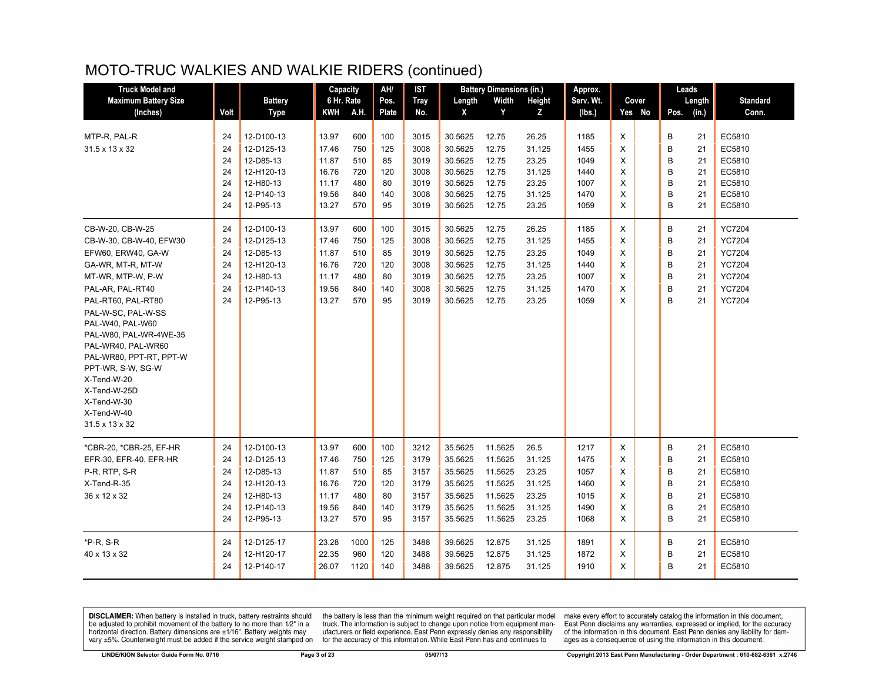# MOTO-TRUC WALKIES AND WALKIE RIDERS (continued)

| Truck Model and Maximum Battery Size (Inches) | Volt | Battery Type | Capacity 6 Hr. Rate KWH | A.H. | AH/ Pos. Plate | IST Tray No. | Battery Dimensions (in.) Length X | Width Y | Height Z | Approx. Serv. Wt. (lbs.) | Cover Yes | No | Leads Pos. | Length (in.) | Standard Conn. |
|---|---|---|---|---|---|---|---|---|---|---|---|---|---|---|---|
| MTP-R, PAL-R | 24 | 12-D100-13 | 13.97 | 600 | 100 | 3015 | 30.5625 | 12.75 | 26.25 | 1185 | X | | B | 21 | EC5810 |
| 31.5 x 13 x 32 | 24 | 12-D125-13 | 17.46 | 750 | 125 | 3008 | 30.5625 | 12.75 | 31.125 | 1455 | X | | B | 21 | EC5810 |
| | 24 | 12-D85-13 | 11.87 | 510 | 85 | 3019 | 30.5625 | 12.75 | 23.25 | 1049 | X | | B | 21 | EC5810 |
| | 24 | 12-H120-13 | 16.76 | 720 | 120 | 3008 | 30.5625 | 12.75 | 31.125 | 1440 | X | | B | 21 | EC5810 |
| | 24 | 12-H80-13 | 11.17 | 480 | 80 | 3019 | 30.5625 | 12.75 | 23.25 | 1007 | X | | B | 21 | EC5810 |
| | 24 | 12-P140-13 | 19.56 | 840 | 140 | 3008 | 30.5625 | 12.75 | 31.125 | 1470 | X | | B | 21 | EC5810 |
| | 24 | 12-P95-13 | 13.27 | 570 | 95 | 3019 | 30.5625 | 12.75 | 23.25 | 1059 | X | | B | 21 | EC5810 |
| CB-W-20, CB-W-25 | 24 | 12-D100-13 | 13.97 | 600 | 100 | 3015 | 30.5625 | 12.75 | 26.25 | 1185 | X | | B | 21 | YC7204 |
| CB-W-30, CB-W-40, EFW30 | 24 | 12-D125-13 | 17.46 | 750 | 125 | 3008 | 30.5625 | 12.75 | 31.125 | 1455 | X | | B | 21 | YC7204 |
| EFW60, ERW40, GA-W | 24 | 12-D85-13 | 11.87 | 510 | 85 | 3019 | 30.5625 | 12.75 | 23.25 | 1049 | X | | B | 21 | YC7204 |
| GA-WR, MT-R, MT-W | 24 | 12-H120-13 | 16.76 | 720 | 120 | 3008 | 30.5625 | 12.75 | 31.125 | 1440 | X | | B | 21 | YC7204 |
| MT-WR, MTP-W, P-W | 24 | 12-H80-13 | 11.17 | 480 | 80 | 3019 | 30.5625 | 12.75 | 23.25 | 1007 | X | | B | 21 | YC7204 |
| PAL-AR, PAL-RT40 | 24 | 12-P140-13 | 19.56 | 840 | 140 | 3008 | 30.5625 | 12.75 | 31.125 | 1470 | X | | B | 21 | YC7204 |
| PAL-RT60, PAL-RT80 | 24 | 12-P95-13 | 13.27 | 570 | 95 | 3019 | 30.5625 | 12.75 | 23.25 | 1059 | X | | B | 21 | YC7204 |
| PAL-W-SC, PAL-W-SS | | | | | | | | | | | | | | | |
| PAL-W40, PAL-W60 | | | | | | | | | | | | | | | |
| PAL-W80, PAL-WR-4WE-35 | | | | | | | | | | | | | | | |
| PAL-WR40, PAL-WR60 | | | | | | | | | | | | | | | |
| PAL-WR80, PPT-RT, PPT-W | | | | | | | | | | | | | | | |
| PPT-WR, S-W, SG-W | | | | | | | | | | | | | | | |
| X-Tend-W-20 | | | | | | | | | | | | | | | |
| X-Tend-W-25D | | | | | | | | | | | | | | | |
| X-Tend-W-30 | | | | | | | | | | | | | | | |
| X-Tend-W-40 | | | | | | | | | | | | | | | |
| 31.5 x 13 x 32 | | | | | | | | | | | | | | | |
| *CBR-20, *CBR-25, EF-HR | 24 | 12-D100-13 | 13.97 | 600 | 100 | 3212 | 35.5625 | 11.5625 | 26.5 | 1217 | X | | B | 21 | EC5810 |
| EFR-30, EFR-40, EFR-HR | 24 | 12-D125-13 | 17.46 | 750 | 125 | 3179 | 35.5625 | 11.5625 | 31.125 | 1475 | X | | B | 21 | EC5810 |
| P-R, RTP, S-R | 24 | 12-D85-13 | 11.87 | 510 | 85 | 3157 | 35.5625 | 11.5625 | 23.25 | 1057 | X | | B | 21 | EC5810 |
| X-Tend-R-35 | 24 | 12-H120-13 | 16.76 | 720 | 120 | 3179 | 35.5625 | 11.5625 | 31.125 | 1460 | X | | B | 21 | EC5810 |
| 36 x 12 x 32 | 24 | 12-H80-13 | 11.17 | 480 | 80 | 3157 | 35.5625 | 11.5625 | 23.25 | 1015 | X | | B | 21 | EC5810 |
| | 24 | 12-P140-13 | 19.56 | 840 | 140 | 3179 | 35.5625 | 11.5625 | 31.125 | 1490 | X | | B | 21 | EC5810 |
| | 24 | 12-P95-13 | 13.27 | 570 | 95 | 3157 | 35.5625 | 11.5625 | 23.25 | 1068 | X | | B | 21 | EC5810 |
| *P-R, S-R | 24 | 12-D125-17 | 23.28 | 1000 | 125 | 3488 | 39.5625 | 12.875 | 31.125 | 1891 | X | | B | 21 | EC5810 |
| 40 x 13 x 32 | 24 | 12-H120-17 | 22.35 | 960 | 120 | 3488 | 39.5625 | 12.875 | 31.125 | 1872 | X | | B | 21 | EC5810 |
| | 24 | 12-P140-17 | 26.07 | 1120 | 140 | 3488 | 39.5625 | 12.875 | 31.125 | 1910 | X | | B | 21 | EC5810 |

**DISCLAIMER:** When battery is installed in truck, battery restraints should be adjusted to prohibit movement of the battery to no more than 1⁄2" in a horizontal direction. Battery dimensions are ±1⁄16". Battery weights may vary ±5%. Counterweight must be added if the service weight stamped on the battery is less than the minimum weight required on that particular model truck. The information is subject to change upon notice from equipment manufacturers or field experience. East Penn expressly denies any responsibility for the accuracy of this information. While East Penn has and continues to make every effort to accurately catalog the information in this document, East Penn disclaims any warranties, expressed or implied, for the accuracy of the information in this document. East Penn denies any liability for damages as a consequence of using the information in this document.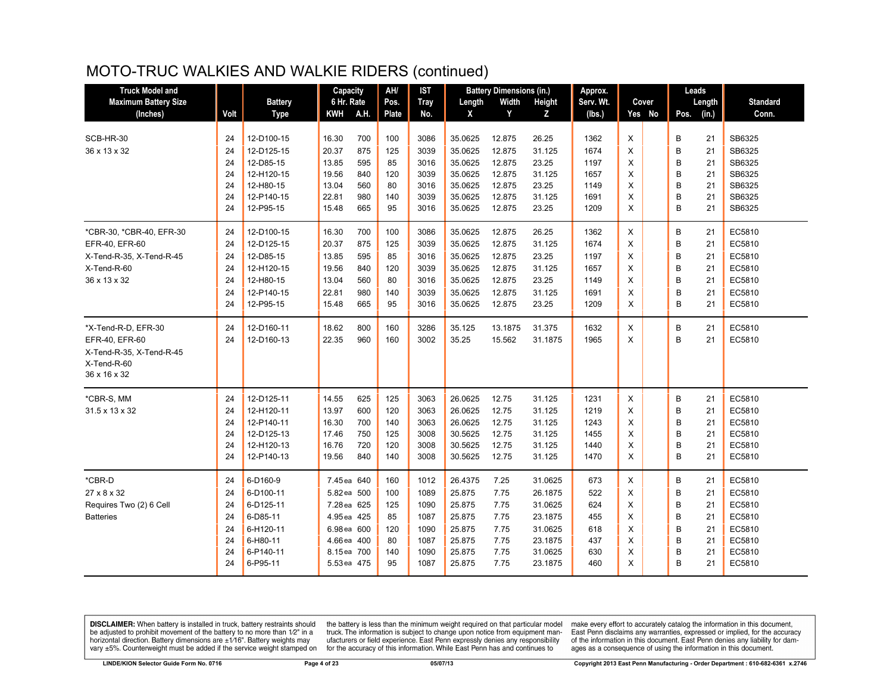# MOTO-TRUC WALKIES AND WALKIE RIDERS (continued)

| Truck Model and Maximum Battery Size (Inches) | Volt | Battery Type | Capacity 6 Hr. Rate KWH | A.H. | AH/ Pos. Plate | IST Tray No. | Battery Dimensions (in.) Length X | Width Y | Height Z | Approx. Serv. Wt. (lbs.) | Cover Yes | No | Leads Pos. | Length (in.) | Standard Conn. |
|---|---|---|---|---|---|---|---|---|---|---|---|---|---|---|---|
| SCB-HR-30 | 24 | 12-D100-15 | 16.30 | 700 | 100 | 3086 | 35.0625 | 12.875 | 26.25 | 1362 | X | | B | 21 | SB6325 |
| 36 x 13 x 32 | 24 | 12-D125-15 | 20.37 | 875 | 125 | 3039 | 35.0625 | 12.875 | 31.125 | 1674 | X | | B | 21 | SB6325 |
| | 24 | 12-D85-15 | 13.85 | 595 | 85 | 3016 | 35.0625 | 12.875 | 23.25 | 1197 | X | | B | 21 | SB6325 |
| | 24 | 12-H120-15 | 19.56 | 840 | 120 | 3039 | 35.0625 | 12.875 | 31.125 | 1657 | X | | B | 21 | SB6325 |
| | 24 | 12-H80-15 | 13.04 | 560 | 80 | 3016 | 35.0625 | 12.875 | 23.25 | 1149 | X | | B | 21 | SB6325 |
| | 24 | 12-P140-15 | 22.81 | 980 | 140 | 3039 | 35.0625 | 12.875 | 31.125 | 1691 | X | | B | 21 | SB6325 |
| | 24 | 12-P95-15 | 15.48 | 665 | 95 | 3016 | 35.0625 | 12.875 | 23.25 | 1209 | X | | B | 21 | SB6325 |
| *CBR-30, *CBR-40, EFR-30 | 24 | 12-D100-15 | 16.30 | 700 | 100 | 3086 | 35.0625 | 12.875 | 26.25 | 1362 | X | | B | 21 | EC5810 |
| EFR-40, EFR-60 | 24 | 12-D125-15 | 20.37 | 875 | 125 | 3039 | 35.0625 | 12.875 | 31.125 | 1674 | X | | B | 21 | EC5810 |
| X-Tend-R-35, X-Tend-R-45 | 24 | 12-D85-15 | 13.85 | 595 | 85 | 3016 | 35.0625 | 12.875 | 23.25 | 1197 | X | | B | 21 | EC5810 |
| X-Tend-R-60 | 24 | 12-H120-15 | 19.56 | 840 | 120 | 3039 | 35.0625 | 12.875 | 31.125 | 1657 | X | | B | 21 | EC5810 |
| 36 x 13 x 32 | 24 | 12-H80-15 | 13.04 | 560 | 80 | 3016 | 35.0625 | 12.875 | 23.25 | 1149 | X | | B | 21 | EC5810 |
| | 24 | 12-P140-15 | 22.81 | 980 | 140 | 3039 | 35.0625 | 12.875 | 31.125 | 1691 | X | | B | 21 | EC5810 |
| | 24 | 12-P95-15 | 15.48 | 665 | 95 | 3016 | 35.0625 | 12.875 | 23.25 | 1209 | X | | B | 21 | EC5810 |
| *X-Tend-R-D, EFR-30 | 24 | 12-D160-11 | 18.62 | 800 | 160 | 3286 | 35.125 | 13.1875 | 31.375 | 1632 | X | | B | 21 | EC5810 |
| EFR-40, EFR-60 | 24 | 12-D160-13 | 22.35 | 960 | 160 | 3002 | 35.25 | 15.562 | 31.1875 | 1965 | X | | B | 21 | EC5810 |
| X-Tend-R-35, X-Tend-R-45 | | | | | | | | | | | | | | | |
| X-Tend-R-60 | | | | | | | | | | | | | | | |
| 36 x 16 x 32 | | | | | | | | | | | | | | | |
| *CBR-S, MM | 24 | 12-D125-11 | 14.55 | 625 | 125 | 3063 | 26.0625 | 12.75 | 31.125 | 1231 | X | | B | 21 | EC5810 |
| 31.5 x 13 x 32 | 24 | 12-H120-11 | 13.97 | 600 | 120 | 3063 | 26.0625 | 12.75 | 31.125 | 1219 | X | | B | 21 | EC5810 |
| | 24 | 12-P140-11 | 16.30 | 700 | 140 | 3063 | 26.0625 | 12.75 | 31.125 | 1243 | X | | B | 21 | EC5810 |
| | 24 | 12-D125-13 | 17.46 | 750 | 125 | 3008 | 30.5625 | 12.75 | 31.125 | 1455 | X | | B | 21 | EC5810 |
| | 24 | 12-H120-13 | 16.76 | 720 | 120 | 3008 | 30.5625 | 12.75 | 31.125 | 1440 | X | | B | 21 | EC5810 |
| | 24 | 12-P140-13 | 19.56 | 840 | 140 | 3008 | 30.5625 | 12.75 | 31.125 | 1470 | X | | B | 21 | EC5810 |
| *CBR-D | 24 | 6-D160-9 | 7.45ea | 640 | 160 | 1012 | 26.4375 | 7.25 | 31.0625 | 673 | X | | B | 21 | EC5810 |
| 27 x 8 x 32 | 24 | 6-D100-11 | 5.82ea | 500 | 100 | 1089 | 25.875 | 7.75 | 26.1875 | 522 | X | | B | 21 | EC5810 |
| Requires Two (2) 6 Cell | 24 | 6-D125-11 | 7.28ea | 625 | 125 | 1090 | 25.875 | 7.75 | 31.0625 | 624 | X | | B | 21 | EC5810 |
| Batteries | 24 | 6-D85-11 | 4.95ea | 425 | 85 | 1087 | 25.875 | 7.75 | 23.1875 | 455 | X | | B | 21 | EC5810 |
| | 24 | 6-H120-11 | 6.98ea | 600 | 120 | 1090 | 25.875 | 7.75 | 31.0625 | 618 | X | | B | 21 | EC5810 |
| | 24 | 6-H80-11 | 4.66ea | 400 | 80 | 1087 | 25.875 | 7.75 | 23.1875 | 437 | X | | B | 21 | EC5810 |
| | 24 | 6-P140-11 | 8.15ea | 700 | 140 | 1090 | 25.875 | 7.75 | 31.0625 | 630 | X | | B | 21 | EC5810 |
| | 24 | 6-P95-11 | 5.53ea | 475 | 95 | 1087 | 25.875 | 7.75 | 23.1875 | 460 | X | | B | 21 | EC5810 |

**DISCLAIMER:** When battery is installed in truck, battery restraints should be adjusted to prohibit movement of the battery to no more than 1⁄2" in a horizontal direction. Battery dimensions are ±1⁄16". Battery weights may vary ±5%. Counterweight must be added if the service weight stamped on the battery is less than the minimum weight required on that particular model truck. The information is subject to change upon notice from equipment manufacturers or field experience. East Penn expressly denies any responsibility for the accuracy of this information. While East Penn has and continues to make every effort to accurately catalog the information in this document, East Penn disclaims any warranties, expressed or implied, for the accuracy of the information in this document. East Penn denies any liability for damages as a consequence of using the information in this document.

LINDE/KION Selector Guide Form No. 0716 05/07/13 Copyright 2013 East Penn Manufacturing - Order Department : 610-682-6361 x.2746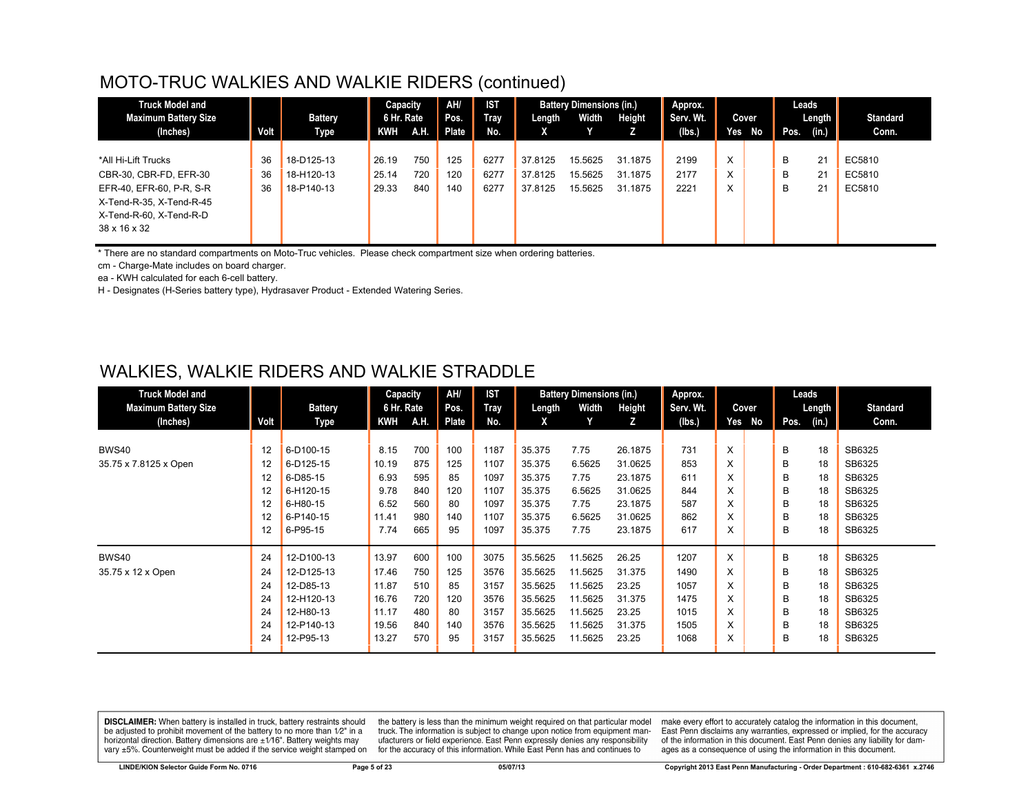## MOTO-TRUC WALKIES AND WALKIE RIDERS (continued)

| Truck Model and Maximum Battery Size (Inches) | Volt | Battery Type | Capacity 6 Hr. Rate KWH | A.H. | AH/ Pos. Plate | IST Tray No. | Battery Dimensions (in.) Length X | Width Y | Height Z | Approx. Serv. Wt. (lbs.) | Cover Yes | No | Leads Pos. | Length (in.) | Standard Conn. |
|---|---|---|---|---|---|---|---|---|---|---|---|---|---|---|---|
| *All Hi-Lift Trucks | 36 | 18-D125-13 | 26.19 | 750 | 125 | 6277 | 37.8125 | 15.5625 | 31.1875 | 2199 | X | | B | 21 | EC5810 |
| CBR-30, CBR-FD, EFR-30 | 36 | 18-H120-13 | 25.14 | 720 | 120 | 6277 | 37.8125 | 15.5625 | 31.1875 | 2177 | X | | B | 21 | EC5810 |
| EFR-40, EFR-60, P-R, S-R | 36 | 18-P140-13 | 29.33 | 840 | 140 | 6277 | 37.8125 | 15.5625 | 31.1875 | 2221 | X | | B | 21 | EC5810 |
| X-Tend-R-35, X-Tend-R-45 | | | | | | | | | | | | | | | |
| X-Tend-R-60, X-Tend-R-D | | | | | | | | | | | | | | | |
| 38 x 16 x 32 | | | | | | | | | | | | | | | |

* There are no standard compartments on Moto-Truc vehicles. Please check compartment size when ordering batteries.

cm - Charge-Mate includes on board charger.

ea - KWH calculated for each 6-cell battery.

H - Designates (H-Series battery type), Hydrasaver Product - Extended Watering Series.

## WALKIES, WALKIE RIDERS AND WALKIE STRADDLE

| Truck Model and Maximum Battery Size (Inches) | Volt | Battery Type | Capacity 6 Hr. Rate KWH | A.H. | AH/ Pos. Plate | IST Tray No. | Battery Dimensions (in.) Length X | Width Y | Height Z | Approx. Serv. Wt. (lbs.) | Cover Yes | No | Leads Pos. | Length (in.) | Standard Conn. |
|---|---|---|---|---|---|---|---|---|---|---|---|---|---|---|---|
| BWS40 | 12 | 6-D100-15 | 8.15 | 700 | 100 | 1187 | 35.375 | 7.75 | 26.1875 | 731 | X | | B | 18 | SB6325 |
| 35.75 x 7.8125 x Open | 12 | 6-D125-15 | 10.19 | 875 | 125 | 1107 | 35.375 | 6.5625 | 31.0625 | 853 | X | | B | 18 | SB6325 |
| | 12 | 6-D85-15 | 6.93 | 595 | 85 | 1097 | 35.375 | 7.75 | 23.1875 | 611 | X | | B | 18 | SB6325 |
| | 12 | 6-H120-15 | 9.78 | 840 | 120 | 1107 | 35.375 | 6.5625 | 31.0625 | 844 | X | | B | 18 | SB6325 |
| | 12 | 6-H80-15 | 6.52 | 560 | 80 | 1097 | 35.375 | 7.75 | 23.1875 | 587 | X | | B | 18 | SB6325 |
| | 12 | 6-P140-15 | 11.41 | 980 | 140 | 1107 | 35.375 | 6.5625 | 31.0625 | 862 | X | | B | 18 | SB6325 |
| | 12 | 6-P95-15 | 7.74 | 665 | 95 | 1097 | 35.375 | 7.75 | 23.1875 | 617 | X | | B | 18 | SB6325 |
| BWS40 | 24 | 12-D100-13 | 13.97 | 600 | 100 | 3075 | 35.5625 | 11.5625 | 26.25 | 1207 | X | | B | 18 | SB6325 |
| 35.75 x 12 x Open | 24 | 12-D125-13 | 17.46 | 750 | 125 | 3576 | 35.5625 | 11.5625 | 31.375 | 1490 | X | | B | 18 | SB6325 |
| | 24 | 12-D85-13 | 11.87 | 510 | 85 | 3157 | 35.5625 | 11.5625 | 23.25 | 1057 | X | | B | 18 | SB6325 |
| | 24 | 12-H120-13 | 16.76 | 720 | 120 | 3576 | 35.5625 | 11.5625 | 31.375 | 1475 | X | | B | 18 | SB6325 |
| | 24 | 12-H80-13 | 11.17 | 480 | 80 | 3157 | 35.5625 | 11.5625 | 23.25 | 1015 | X | | B | 18 | SB6325 |
| | 24 | 12-P140-13 | 19.56 | 840 | 140 | 3576 | 35.5625 | 11.5625 | 31.375 | 1505 | X | | B | 18 | SB6325 |
| | 24 | 12-P95-13 | 13.27 | 570 | 95 | 3157 | 35.5625 | 11.5625 | 23.25 | 1068 | X | | B | 18 | SB6325 |

**DISCLAIMER:** When battery is installed in truck, battery restraints should be adjusted to prohibit movement of the battery to no more than 1⁄2" in a horizontal direction. Battery dimensions are ±1⁄16". Battery weights may vary ±5%. Counterweight must be added if the service weight stamped on the battery is less than the minimum weight required on that particular model truck. The information is subject to change upon notice from equipment manufacturers or field experience. East Penn expressly denies any responsibility for the accuracy of this information. While East Penn has and continues to make every effort to accurately catalog the information in this document, East Penn disclaims any warranties, expressed or implied, for the accuracy of the information in this document. East Penn denies any liability for damages as a consequence of using the information in this document.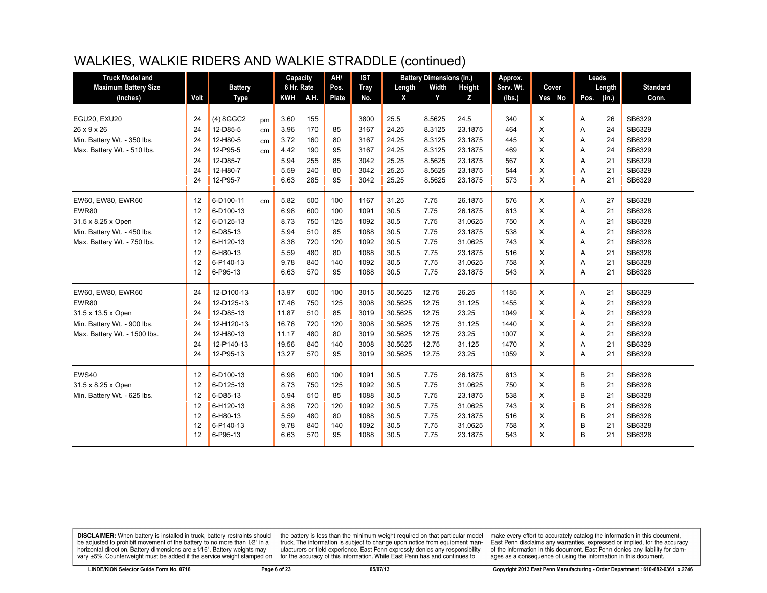# WALKIES, WALKIE RIDERS AND WALKIE STRADDLE (continued)

| Truck Model and Maximum Battery Size (Inches) | Volt | Battery Type | | Capacity 6 Hr. Rate KWH | A.H. | AH/ Pos. Plate | IST Tray No. | Battery Dimensions (in.) Length X | Width Y | Height Z | Approx. Serv. Wt. (lbs.) | Cover Yes | No | Leads Pos. | Length (in.) | Standard Conn. |
|---|---|---|---|---|---|---|---|---|---|---|---|---|---|---|---|---|
| EGU20, EXU20 | 24 | (4) 8GGC2 | pm | 3.60 | 155 | | 3800 | 25.5 | 8.5625 | 24.5 | 340 | X | | A | 26 | SB6329 |
| 26 x 9 x 26 | 24 | 12-D85-5 | cm | 3.96 | 170 | 85 | 3167 | 24.25 | 8.3125 | 23.1875 | 464 | X | | A | 24 | SB6329 |
| Min. Battery Wt. - 350 lbs. | 24 | 12-H80-5 | cm | 3.72 | 160 | 80 | 3167 | 24.25 | 8.3125 | 23.1875 | 445 | X | | A | 24 | SB6329 |
| Max. Battery Wt. - 510 lbs. | 24 | 12-P95-5 | cm | 4.42 | 190 | 95 | 3167 | 24.25 | 8.3125 | 23.1875 | 469 | X | | A | 24 | SB6329 |
| | 24 | 12-D85-7 | | 5.94 | 255 | 85 | 3042 | 25.25 | 8.5625 | 23.1875 | 567 | X | | A | 21 | SB6329 |
| | 24 | 12-H80-7 | | 5.59 | 240 | 80 | 3042 | 25.25 | 8.5625 | 23.1875 | 544 | X | | A | 21 | SB6329 |
| | 24 | 12-P95-7 | | 6.63 | 285 | 95 | 3042 | 25.25 | 8.5625 | 23.1875 | 573 | X | | A | 21 | SB6329 |
| EW60, EW80, EWR60 | 12 | 6-D100-11 | cm | 5.82 | 500 | 100 | 1167 | 31.25 | 7.75 | 26.1875 | 576 | X | | A | 27 | SB6328 |
| EWR80 | 12 | 6-D100-13 | | 6.98 | 600 | 100 | 1091 | 30.5 | 7.75 | 26.1875 | 613 | X | | A | 21 | SB6328 |
| 31.5 x 8.25 x Open | 12 | 6-D125-13 | | 8.73 | 750 | 125 | 1092 | 30.5 | 7.75 | 31.0625 | 750 | X | | A | 21 | SB6328 |
| Min. Battery Wt. - 450 lbs. | 12 | 6-D85-13 | | 5.94 | 510 | 85 | 1088 | 30.5 | 7.75 | 23.1875 | 538 | X | | A | 21 | SB6328 |
| Max. Battery Wt. - 750 lbs. | 12 | 6-H120-13 | | 8.38 | 720 | 120 | 1092 | 30.5 | 7.75 | 31.0625 | 743 | X | | A | 21 | SB6328 |
| | 12 | 6-H80-13 | | 5.59 | 480 | 80 | 1088 | 30.5 | 7.75 | 23.1875 | 516 | X | | A | 21 | SB6328 |
| | 12 | 6-P140-13 | | 9.78 | 840 | 140 | 1092 | 30.5 | 7.75 | 31.0625 | 758 | X | | A | 21 | SB6328 |
| | 12 | 6-P95-13 | | 6.63 | 570 | 95 | 1088 | 30.5 | 7.75 | 23.1875 | 543 | X | | A | 21 | SB6328 |
| EW60, EW80, EWR60 | 24 | 12-D100-13 | | 13.97 | 600 | 100 | 3015 | 30.5625 | 12.75 | 26.25 | 1185 | X | | A | 21 | SB6329 |
| EWR80 | 24 | 12-D125-13 | | 17.46 | 750 | 125 | 3008 | 30.5625 | 12.75 | 31.125 | 1455 | X | | A | 21 | SB6329 |
| 31.5 x 13.5 x Open | 24 | 12-D85-13 | | 11.87 | 510 | 85 | 3019 | 30.5625 | 12.75 | 23.25 | 1049 | X | | A | 21 | SB6329 |
| Min. Battery Wt. - 900 lbs. | 24 | 12-H120-13 | | 16.76 | 720 | 120 | 3008 | 30.5625 | 12.75 | 31.125 | 1440 | X | | A | 21 | SB6329 |
| Max. Battery Wt. - 1500 lbs. | 24 | 12-H80-13 | | 11.17 | 480 | 80 | 3019 | 30.5625 | 12.75 | 23.25 | 1007 | X | | A | 21 | SB6329 |
| | 24 | 12-P140-13 | | 19.56 | 840 | 140 | 3008 | 30.5625 | 12.75 | 31.125 | 1470 | X | | A | 21 | SB6329 |
| | 24 | 12-P95-13 | | 13.27 | 570 | 95 | 3019 | 30.5625 | 12.75 | 23.25 | 1059 | X | | A | 21 | SB6329 |
| EWS40 | 12 | 6-D100-13 | | 6.98 | 600 | 100 | 1091 | 30.5 | 7.75 | 26.1875 | 613 | X | | B | 21 | SB6328 |
| 31.5 x 8.25 x Open | 12 | 6-D125-13 | | 8.73 | 750 | 125 | 1092 | 30.5 | 7.75 | 31.0625 | 750 | X | | B | 21 | SB6328 |
| Min. Battery Wt. - 625 lbs. | 12 | 6-D85-13 | | 5.94 | 510 | 85 | 1088 | 30.5 | 7.75 | 23.1875 | 538 | X | | B | 21 | SB6328 |
| | 12 | 6-H120-13 | | 8.38 | 720 | 120 | 1092 | 30.5 | 7.75 | 31.0625 | 743 | X | | B | 21 | SB6328 |
| | 12 | 6-H80-13 | | 5.59 | 480 | 80 | 1088 | 30.5 | 7.75 | 23.1875 | 516 | X | | B | 21 | SB6328 |
| | 12 | 6-P140-13 | | 9.78 | 840 | 140 | 1092 | 30.5 | 7.75 | 31.0625 | 758 | X | | B | 21 | SB6328 |
| | 12 | 6-P95-13 | | 6.63 | 570 | 95 | 1088 | 30.5 | 7.75 | 23.1875 | 543 | X | | B | 21 | SB6328 |

**DISCLAIMER:** When battery is installed in truck, battery restraints should be adjusted to prohibit movement of the battery to no more than 1⁄2" in a horizontal direction. Battery dimensions are ±1⁄16". Battery weights may vary ±5%. Counterweight must be added if the service weight stamped on the battery is less than the minimum weight required on that particular model truck. The information is subject to change upon notice from equipment manufacturers or field experience. East Penn expressly denies any responsibility for the accuracy of this information. While East Penn has and continues to make every effort to accurately catalog the information in this document, East Penn disclaims any warranties, expressed or implied, for the accuracy of the information in this document. East Penn denies any liability for damages as a consequence of using the information in this document.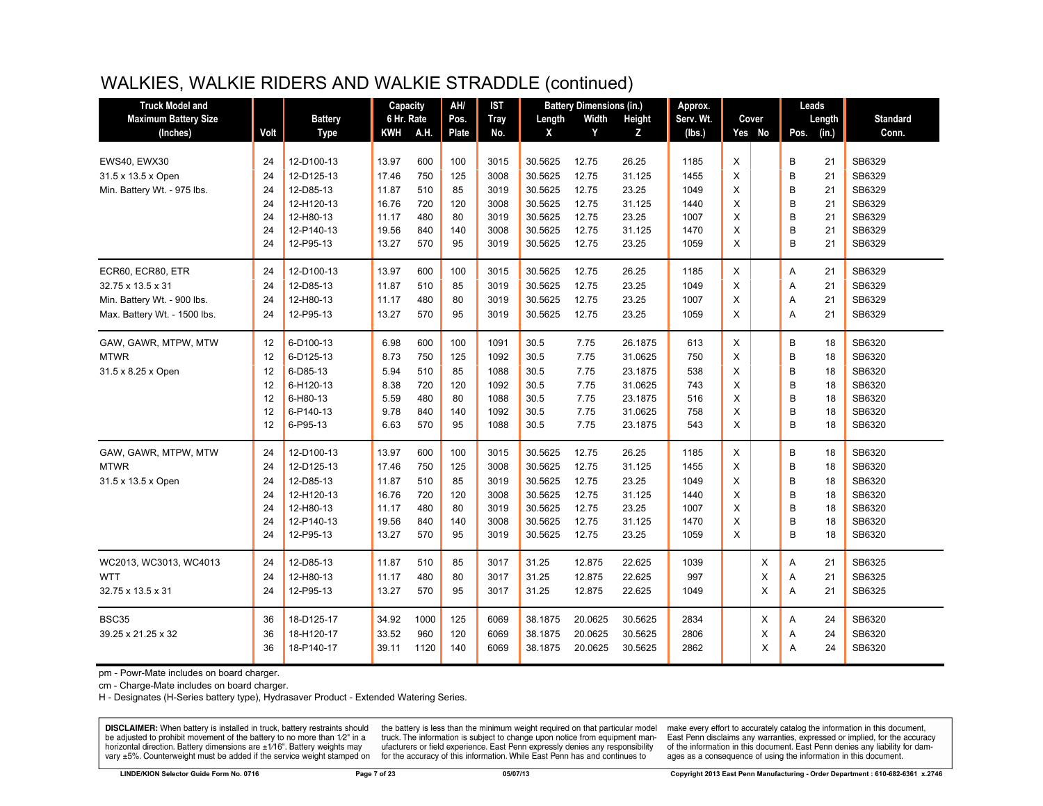# WALKIES, WALKIE RIDERS AND WALKIE STRADDLE (continued)

| Truck Model and Maximum Battery Size (Inches) | Volt | Battery Type | Capacity 6 Hr. Rate KWH | A.H. | AH/ Pos. Plate | IST Tray No. | Battery Dimensions (in.) Length X | Width Y | Height Z | Approx. Serv. Wt. (lbs.) | Cover Yes | No | Leads Pos. | Length (in.) | Standard Conn. |
|---|---|---|---|---|---|---|---|---|---|---|---|---|---|---|---|
| EWS40, EWX30 | 24 | 12-D100-13 | 13.97 | 600 | 100 | 3015 | 30.5625 | 12.75 | 26.25 | 1185 | X | | B | 21 | SB6329 |
| 31.5 x 13.5 x Open | 24 | 12-D125-13 | 17.46 | 750 | 125 | 3008 | 30.5625 | 12.75 | 31.125 | 1455 | X | | B | 21 | SB6329 |
| Min. Battery Wt. - 975 lbs. | 24 | 12-D85-13 | 11.87 | 510 | 85 | 3019 | 30.5625 | 12.75 | 23.25 | 1049 | X | | B | 21 | SB6329 |
| | 24 | 12-H120-13 | 16.76 | 720 | 120 | 3008 | 30.5625 | 12.75 | 31.125 | 1440 | X | | B | 21 | SB6329 |
| | 24 | 12-H80-13 | 11.17 | 480 | 80 | 3019 | 30.5625 | 12.75 | 23.25 | 1007 | X | | B | 21 | SB6329 |
| | 24 | 12-P140-13 | 19.56 | 840 | 140 | 3008 | 30.5625 | 12.75 | 31.125 | 1470 | X | | B | 21 | SB6329 |
| | 24 | 12-P95-13 | 13.27 | 570 | 95 | 3019 | 30.5625 | 12.75 | 23.25 | 1059 | X | | B | 21 | SB6329 |
| ECR60, ECR80, ETR | 24 | 12-D100-13 | 13.97 | 600 | 100 | 3015 | 30.5625 | 12.75 | 26.25 | 1185 | X | | A | 21 | SB6329 |
| 32.75 x 13.5 x 31 | 24 | 12-D85-13 | 11.87 | 510 | 85 | 3019 | 30.5625 | 12.75 | 23.25 | 1049 | X | | A | 21 | SB6329 |
| Min. Battery Wt. - 900 lbs. | 24 | 12-H80-13 | 11.17 | 480 | 80 | 3019 | 30.5625 | 12.75 | 23.25 | 1007 | X | | A | 21 | SB6329 |
| Max. Battery Wt. - 1500 lbs. | 24 | 12-P95-13 | 13.27 | 570 | 95 | 3019 | 30.5625 | 12.75 | 23.25 | 1059 | X | | A | 21 | SB6329 |
| GAW, GAWR, MTPW, MTW | 12 | 6-D100-13 | 6.98 | 600 | 100 | 1091 | 30.5 | 7.75 | 26.1875 | 613 | X | | B | 18 | SB6320 |
| MTWR | 12 | 6-D125-13 | 8.73 | 750 | 125 | 1092 | 30.5 | 7.75 | 31.0625 | 750 | X | | B | 18 | SB6320 |
| 31.5 x 8.25 x Open | 12 | 6-D85-13 | 5.94 | 510 | 85 | 1088 | 30.5 | 7.75 | 23.1875 | 538 | X | | B | 18 | SB6320 |
| | 12 | 6-H120-13 | 8.38 | 720 | 120 | 1092 | 30.5 | 7.75 | 31.0625 | 743 | X | | B | 18 | SB6320 |
| | 12 | 6-H80-13 | 5.59 | 480 | 80 | 1088 | 30.5 | 7.75 | 23.1875 | 516 | X | | B | 18 | SB6320 |
| | 12 | 6-P140-13 | 9.78 | 840 | 140 | 1092 | 30.5 | 7.75 | 31.0625 | 758 | X | | B | 18 | SB6320 |
| | 12 | 6-P95-13 | 6.63 | 570 | 95 | 1088 | 30.5 | 7.75 | 23.1875 | 543 | X | | B | 18 | SB6320 |
| GAW, GAWR, MTPW, MTW | 24 | 12-D100-13 | 13.97 | 600 | 100 | 3015 | 30.5625 | 12.75 | 26.25 | 1185 | X | | B | 18 | SB6320 |
| MTWR | 24 | 12-D125-13 | 17.46 | 750 | 125 | 3008 | 30.5625 | 12.75 | 31.125 | 1455 | X | | B | 18 | SB6320 |
| 31.5 x 13.5 x Open | 24 | 12-D85-13 | 11.87 | 510 | 85 | 3019 | 30.5625 | 12.75 | 23.25 | 1049 | X | | B | 18 | SB6320 |
| | 24 | 12-H120-13 | 16.76 | 720 | 120 | 3008 | 30.5625 | 12.75 | 31.125 | 1440 | X | | B | 18 | SB6320 |
| | 24 | 12-H80-13 | 11.17 | 480 | 80 | 3019 | 30.5625 | 12.75 | 23.25 | 1007 | X | | B | 18 | SB6320 |
| | 24 | 12-P140-13 | 19.56 | 840 | 140 | 3008 | 30.5625 | 12.75 | 31.125 | 1470 | X | | B | 18 | SB6320 |
| | 24 | 12-P95-13 | 13.27 | 570 | 95 | 3019 | 30.5625 | 12.75 | 23.25 | 1059 | X | | B | 18 | SB6320 |
| WC2013, WC3013, WC4013 | 24 | 12-D85-13 | 11.87 | 510 | 85 | 3017 | 31.25 | 12.875 | 22.625 | 1039 | | X | A | 21 | SB6325 |
| WTT | 24 | 12-H80-13 | 11.17 | 480 | 80 | 3017 | 31.25 | 12.875 | 22.625 | 997 | | X | A | 21 | SB6325 |
| 32.75 x 13.5 x 31 | 24 | 12-P95-13 | 13.27 | 570 | 95 | 3017 | 31.25 | 12.875 | 22.625 | 1049 | | X | A | 21 | SB6325 |
| BSC35 | 36 | 18-D125-17 | 34.92 | 1000 | 125 | 6069 | 38.1875 | 20.0625 | 30.5625 | 2834 | | X | A | 24 | SB6320 |
| 39.25 x 21.25 x 32 | 36 | 18-H120-17 | 33.52 | 960 | 120 | 6069 | 38.1875 | 20.0625 | 30.5625 | 2806 | | X | A | 24 | SB6320 |
| | 36 | 18-P140-17 | 39.11 | 1120 | 140 | 6069 | 38.1875 | 20.0625 | 30.5625 | 2862 | | X | A | 24 | SB6320 |

pm - Powr-Mate includes on board charger.

cm - Charge-Mate includes on board charger.

H - Designates (H-Series battery type), Hydrasaver Product - Extended Watering Series.

**DISCLAIMER:** When battery is installed in truck, battery restraints should be adjusted to prohibit movement of the battery to no more than 1⁄2" in a horizontal direction. Battery dimensions are ±1⁄16". Battery weights may vary ±5%. Counterweight must be added if the service weight stamped on the battery is less than the minimum weight required on that particular model truck. The information is subject to change upon notice from equipment manufacturers or field experience. East Penn expressly denies any responsibility for the accuracy of this information. While East Penn has and continues to make every effort to accurately catalog the information in this document, East Penn disclaims any warranties, expressed or implied, for the accuracy of the information in this document. East Penn denies any liability for damages as a consequence of using the information in this document.

LINDE/KION Selector Guide Form No. 0716 | 05/07/13 | Copyright 2013 East Penn Manufacturing - Order Department : 610-682-6361 x.2746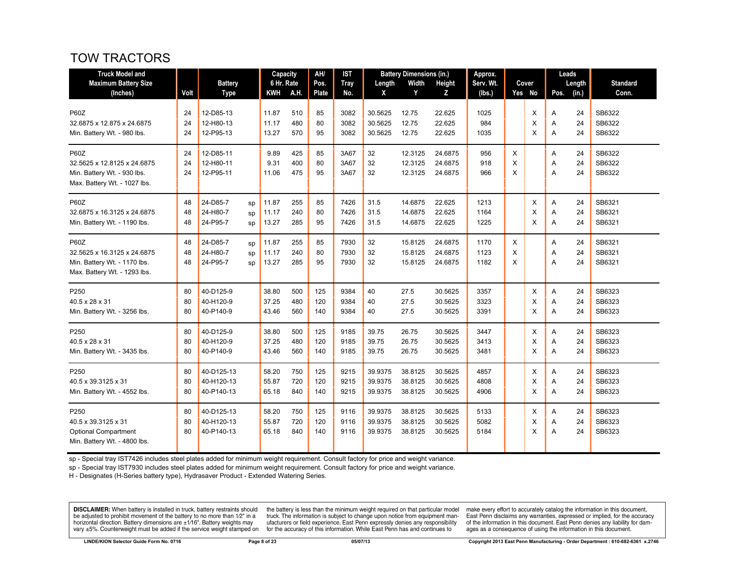# TOW TRACTORS

| Truck Model and Maximum Battery Size (Inches) | Volt | Battery Type | | Capacity 6 Hr. Rate | | AH/ Pos. Plate | IST Tray No. | Battery Dimensions (in.) | | | Approx. Serv. Wt. (lbs.) | Cover | | Leads | | Standard Conn. |
|---|---|---|---|---|---|---|---|---|---|---|---|---|---|---|---|---|
| | | | | KWH | A.H. | | | Length X | Width Y | Height Z | | Yes | No | Pos. | Length (in.) | |
| P60Z | 24 | 12-D85-13 | | 11.87 | 510 | 85 | 3082 | 30.5625 | 12.75 | 22.625 | 1025 | | X | A | 24 | SB6322 |
| 32.6875 x 12.875 x 24.6875 | 24 | 12-H80-13 | | 11.17 | 480 | 80 | 3082 | 30.5625 | 12.75 | 22.625 | 984 | | X | A | 24 | SB6322 |
| Min. Battery Wt. - 980 lbs. | 24 | 12-P95-13 | | 13.27 | 570 | 95 | 3082 | 30.5625 | 12.75 | 22.625 | 1035 | | X | A | 24 | SB6322 |
| P60Z | 24 | 12-D85-11 | | 9.89 | 425 | 85 | 3A67 | 32 | 12.3125 | 24.6875 | 956 | X | | A | 24 | SB6322 |
| 32.5625 x 12.8125 x 24.6875 | 24 | 12-H80-11 | | 9.31 | 400 | 80 | 3A67 | 32 | 12.3125 | 24.6875 | 918 | X | | A | 24 | SB6322 |
| Min. Battery Wt. - 930 lbs. | 24 | 12-P95-11 | | 11.06 | 475 | 95 | 3A67 | 32 | 12.3125 | 24.6875 | 966 | X | | A | 24 | SB6322 |
| Max. Battery Wt. - 1027 lbs. | | | | | | | | | | | | | | | | |
| P60Z | 48 | 24-D85-7 | sp | 11.87 | 255 | 85 | 7426 | 31.5 | 14.6875 | 22.625 | 1213 | | X | A | 24 | SB6321 |
| 32.6875 x 16.3125 x 24.6875 | 48 | 24-H80-7 | sp | 11.17 | 240 | 80 | 7426 | 31.5 | 14.6875 | 22.625 | 1164 | | X | A | 24 | SB6321 |
| Min. Battery Wt. - 1190 lbs. | 48 | 24-P95-7 | sp | 13.27 | 285 | 95 | 7426 | 31.5 | 14.6875 | 22.625 | 1225 | | X | A | 24 | SB6321 |
| P60Z | 48 | 24-D85-7 | sp | 11.87 | 255 | 85 | 7930 | 32 | 15.8125 | 24.6875 | 1170 | X | | A | 24 | SB6321 |
| 32.5625 x 16.3125 x 24.6875 | 48 | 24-H80-7 | sp | 11.17 | 240 | 80 | 7930 | 32 | 15.8125 | 24.6875 | 1123 | X | | A | 24 | SB6321 |
| Min. Battery Wt. - 1170 lbs. | 48 | 24-P95-7 | sp | 13.27 | 285 | 95 | 7930 | 32 | 15.8125 | 24.6875 | 1182 | X | | A | 24 | SB6321 |
| Max. Battery Wt. - 1293 lbs. | | | | | | | | | | | | | | | | |
| P250 | 80 | 40-D125-9 | | 38.80 | 500 | 125 | 9384 | 40 | 27.5 | 30.5625 | 3357 | | X | A | 24 | SB6323 |
| 40.5 x 28 x 31 | 80 | 40-H120-9 | | 37.25 | 480 | 120 | 9384 | 40 | 27.5 | 30.5625 | 3323 | | X | A | 24 | SB6323 |
| Min. Battery Wt. - 3256 lbs. | 80 | 40-P140-9 | | 43.46 | 560 | 140 | 9384 | 40 | 27.5 | 30.5625 | 3391 | | X | A | 24 | SB6323 |
| P250 | 80 | 40-D125-9 | | 38.80 | 500 | 125 | 9185 | 39.75 | 26.75 | 30.5625 | 3447 | | X | A | 24 | SB6323 |
| 40.5 x 28 x 31 | 80 | 40-H120-9 | | 37.25 | 480 | 120 | 9185 | 39.75 | 26.75 | 30.5625 | 3413 | | X | A | 24 | SB6323 |
| Min. Battery Wt. - 3435 lbs. | 80 | 40-P140-9 | | 43.46 | 560 | 140 | 9185 | 39.75 | 26.75 | 30.5625 | 3481 | | X | A | 24 | SB6323 |
| P250 | 80 | 40-D125-13 | | 58.20 | 750 | 125 | 9215 | 39.9375 | 38.8125 | 30.5625 | 4857 | | X | A | 24 | SB6323 |
| 40.5 x 39.3125 x 31 | 80 | 40-H120-13 | | 55.87 | 720 | 120 | 9215 | 39.9375 | 38.8125 | 30.5625 | 4808 | | X | A | 24 | SB6323 |
| Min. Battery Wt. - 4552 lbs. | 80 | 40-P140-13 | | 65.18 | 840 | 140 | 9215 | 39.9375 | 38.8125 | 30.5625 | 4906 | | X | A | 24 | SB6323 |
| P250 | 80 | 40-D125-13 | | 58.20 | 750 | 125 | 9116 | 39.9375 | 38.8125 | 30.5625 | 5133 | | X | A | 24 | SB6323 |
| 40.5 x 39.3125 x 31 | 80 | 40-H120-13 | | 55.87 | 720 | 120 | 9116 | 39.9375 | 38.8125 | 30.5625 | 5082 | | X | A | 24 | SB6323 |
| Optional Compartment | 80 | 40-P140-13 | | 65.18 | 840 | 140 | 9116 | 39.9375 | 38.8125 | 30.5625 | 5184 | | X | A | 24 | SB6323 |
| Min. Battery Wt. - 4800 lbs. | | | | | | | | | | | | | | | | |

sp - Special tray IST7426 includes steel plates added for minimum weight requirement. Consult factory for price and weight variance.

sp - Special tray IST7930 includes steel plates added for minimum weight requirement. Consult factory for price and weight variance.

H - Designates (H-Series battery type), Hydrasaver Product - Extended Watering Series.

**DISCLAIMER:** When battery is installed in truck, battery restraints should be adjusted to prohibit movement of the battery to no more than 1⁄2" in a horizontal direction. Battery dimensions are ±1⁄16". Battery weights may vary ±5%. Counterweight must be added if the service weight stamped on the battery is less than the minimum weight required on that particular model truck. The information is subject to change upon notice from equipment manufacturers or field experience. East Penn expressly denies any responsibility for the accuracy of this information. While East Penn has and continues to make every effort to accurately catalog the information in this document, East Penn disclaims any warranties, expressed or implied, for the accuracy of the information in this document. East Penn denies any liability for damages as a consequence of using the information in this document.

LINDE/KION Selector Guide Form No. 0716 05/07/13 Copyright 2013 East Penn Manufacturing - Order Department : 610-682-6361 x.2746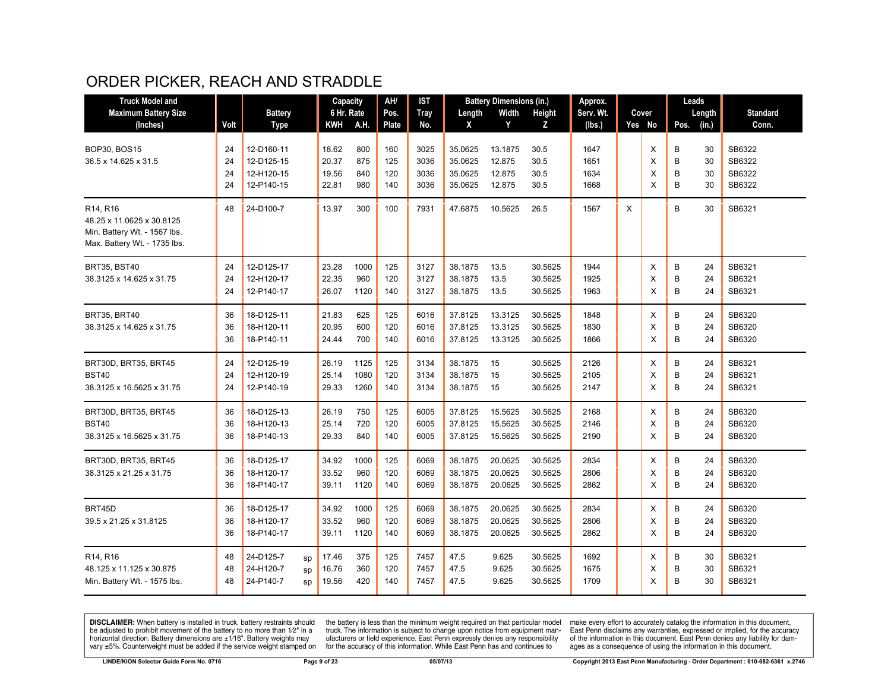# ORDER PICKER, REACH AND STRADDLE

| Truck Model and Maximum Battery Size (Inches) | Volt | Battery Type | Capacity 6 Hr. Rate KWH | A.H. | AH/ Pos. Plate | IST Tray No. | Battery Dimensions (in.) Length X | Width Y | Height Z | Approx. Serv. Wt. (lbs.) | Cover Yes | No | Leads Pos. | Length (in.) | Standard Conn. |
|---|---|---|---|---|---|---|---|---|---|---|---|---|---|---|---|
| BOP30, BOS15 | 24 | 12-D160-11 | 18.62 | 800 | 160 | 3025 | 35.0625 | 13.1875 | 30.5 | 1647 | | X | B | 30 | SB6322 |
| 36.5 x 14.625 x 31.5 | 24 | 12-D125-15 | 20.37 | 875 | 125 | 3036 | 35.0625 | 12.875 | 30.5 | 1651 | | X | B | 30 | SB6322 |
| | 24 | 12-H120-15 | 19.56 | 840 | 120 | 3036 | 35.0625 | 12.875 | 30.5 | 1634 | | X | B | 30 | SB6322 |
| | 24 | 12-P140-15 | 22.81 | 980 | 140 | 3036 | 35.0625 | 12.875 | 30.5 | 1668 | | X | B | 30 | SB6322 |
| R14, R16 | 48 | 24-D100-7 | 13.97 | 300 | 100 | 7931 | 47.6875 | 10.5625 | 26.5 | 1567 | X | | B | 30 | SB6321 |
| 48.25 x 11.0625 x 30.8125 | | | | | | | | | | | | | | | |
| Min. Battery Wt. - 1567 lbs. | | | | | | | | | | | | | | | |
| Max. Battery Wt. - 1735 lbs. | | | | | | | | | | | | | | | |
| BRT35, BST40 | 24 | 12-D125-17 | 23.28 | 1000 | 125 | 3127 | 38.1875 | 13.5 | 30.5625 | 1944 | | X | B | 24 | SB6321 |
| 38.3125 x 14.625 x 31.75 | 24 | 12-H120-17 | 22.35 | 960 | 120 | 3127 | 38.1875 | 13.5 | 30.5625 | 1925 | | X | B | 24 | SB6321 |
| | 24 | 12-P140-17 | 26.07 | 1120 | 140 | 3127 | 38.1875 | 13.5 | 30.5625 | 1963 | | X | B | 24 | SB6321 |
| BRT35, BRT40 | 36 | 18-D125-11 | 21.83 | 625 | 125 | 6016 | 37.8125 | 13.3125 | 30.5625 | 1848 | | X | B | 24 | SB6320 |
| 38.3125 x 14.625 x 31.75 | 36 | 18-H120-11 | 20.95 | 600 | 120 | 6016 | 37.8125 | 13.3125 | 30.5625 | 1830 | | X | B | 24 | SB6320 |
| | 36 | 18-P140-11 | 24.44 | 700 | 140 | 6016 | 37.8125 | 13.3125 | 30.5625 | 1866 | | X | B | 24 | SB6320 |
| BRT30D, BRT35, BRT45 | 24 | 12-D125-19 | 26.19 | 1125 | 125 | 3134 | 38.1875 | 15 | 30.5625 | 2126 | | X | B | 24 | SB6321 |
| BST40 | 24 | 12-H120-19 | 25.14 | 1080 | 120 | 3134 | 38.1875 | 15 | 30.5625 | 2105 | | X | B | 24 | SB6321 |
| 38.3125 x 16.5625 x 31.75 | 24 | 12-P140-19 | 29.33 | 1260 | 140 | 3134 | 38.1875 | 15 | 30.5625 | 2147 | | X | B | 24 | SB6321 |
| BRT30D, BRT35, BRT45 | 36 | 18-D125-13 | 26.19 | 750 | 125 | 6005 | 37.8125 | 15.5625 | 30.5625 | 2168 | | X | B | 24 | SB6320 |
| BST40 | 36 | 18-H120-13 | 25.14 | 720 | 120 | 6005 | 37.8125 | 15.5625 | 30.5625 | 2146 | | X | B | 24 | SB6320 |
| 38.3125 x 16.5625 x 31.75 | 36 | 18-P140-13 | 29.33 | 840 | 140 | 6005 | 37.8125 | 15.5625 | 30.5625 | 2190 | | X | B | 24 | SB6320 |
| BRT30D, BRT35, BRT45 | 36 | 18-D125-17 | 34.92 | 1000 | 125 | 6069 | 38.1875 | 20.0625 | 30.5625 | 2834 | | X | B | 24 | SB6320 |
| 38.3125 x 21.25 x 31.75 | 36 | 18-H120-17 | 33.52 | 960 | 120 | 6069 | 38.1875 | 20.0625 | 30.5625 | 2806 | | X | B | 24 | SB6320 |
| | 36 | 18-P140-17 | 39.11 | 1120 | 140 | 6069 | 38.1875 | 20.0625 | 30.5625 | 2862 | | X | B | 24 | SB6320 |
| BRT45D | 36 | 18-D125-17 | 34.92 | 1000 | 125 | 6069 | 38.1875 | 20.0625 | 30.5625 | 2834 | | X | B | 24 | SB6320 |
| 39.5 x 21.25 x 31.8125 | 36 | 18-H120-17 | 33.52 | 960 | 120 | 6069 | 38.1875 | 20.0625 | 30.5625 | 2806 | | X | B | 24 | SB6320 |
| | 36 | 18-P140-17 | 39.11 | 1120 | 140 | 6069 | 38.1875 | 20.0625 | 30.5625 | 2862 | | X | B | 24 | SB6320 |
| R14, R16 | 48 | 24-D125-7 sp | 17.46 | 375 | 125 | 7457 | 47.5 | 9.625 | 30.5625 | 1692 | | X | B | 30 | SB6321 |
| 48.125 x 11.125 x 30.875 | 48 | 24-H120-7 sp | 16.76 | 360 | 120 | 7457 | 47.5 | 9.625 | 30.5625 | 1675 | | X | B | 30 | SB6321 |
| Min. Battery Wt. - 1575 lbs. | 48 | 24-P140-7 sp | 19.56 | 420 | 140 | 7457 | 47.5 | 9.625 | 30.5625 | 1709 | | X | B | 30 | SB6321 |

**DISCLAIMER:** When battery is installed in truck, battery restraints should be adjusted to prohibit movement of the battery to no more than 1⁄2" in a horizontal direction. Battery dimensions are ±1⁄16". Battery weights may vary ±5%. Counterweight must be added if the service weight stamped on the battery is less than the minimum weight required on that particular model truck. The information is subject to change upon notice from equipment manufacturers or field experience. East Penn expressly denies any responsibility for the accuracy of this information. While East Penn has and continues to make every effort to accurately catalog the information in this document, East Penn disclaims any warranties, expressed or implied, for the accuracy of the information in this document. East Penn denies any liability for damages as a consequence of using the information in this document.

LINDE/KION Selector Guide Form No. 0716 | 05/07/13 | Copyright 2013 East Penn Manufacturing - Order Department : 610-682-6361 x.2746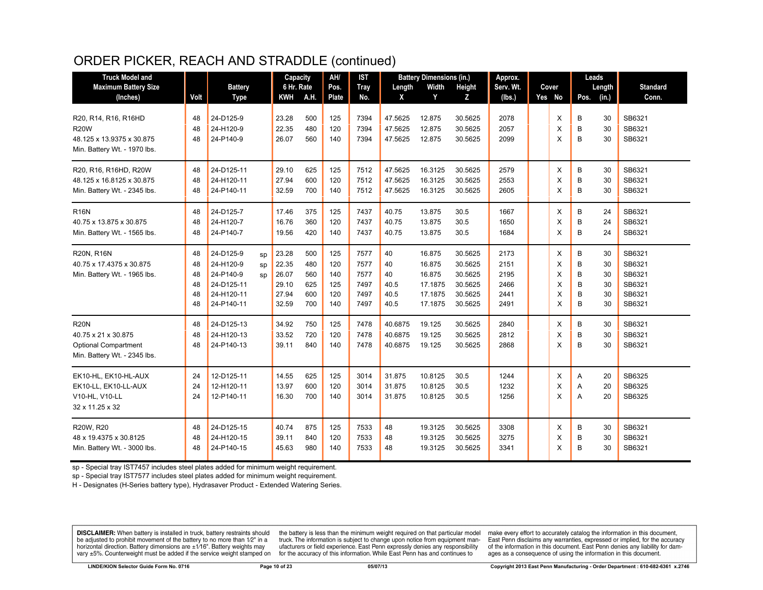# ORDER PICKER, REACH AND STRADDLE (continued)

| Truck Model and Maximum Battery Size (Inches) | Volt | Battery Type | | Capacity 6 Hr. Rate KWH | A.H. | AH/ Pos. Plate | IST Tray No. | Battery Dimensions (in.) Length X | Width Y | Height Z | Approx. Serv. Wt. (lbs.) | Cover Yes | No | Leads Pos. | Length (in.) | Standard Conn. |
|---|---|---|---|---|---|---|---|---|---|---|---|---|---|---|---|---|
| R20, R14, R16, R16HD | 48 | 24-D125-9 | | 23.28 | 500 | 125 | 7394 | 47.5625 | 12.875 | 30.5625 | 2078 | | X | B | 30 | SB6321 |
| R20W | 48 | 24-H120-9 | | 22.35 | 480 | 120 | 7394 | 47.5625 | 12.875 | 30.5625 | 2057 | | X | B | 30 | SB6321 |
| 48.125 x 13.9375 x 30.875 | 48 | 24-P140-9 | | 26.07 | 560 | 140 | 7394 | 47.5625 | 12.875 | 30.5625 | 2099 | | X | B | 30 | SB6321 |
| Min. Battery Wt. - 1970 lbs. | | | | | | | | | | | | | | | | |
| R20, R16, R16HD, R20W | 48 | 24-D125-11 | | 29.10 | 625 | 125 | 7512 | 47.5625 | 16.3125 | 30.5625 | 2579 | | X | B | 30 | SB6321 |
| 48.125 x 16.8125 x 30.875 | 48 | 24-H120-11 | | 27.94 | 600 | 120 | 7512 | 47.5625 | 16.3125 | 30.5625 | 2553 | | X | B | 30 | SB6321 |
| Min. Battery Wt. - 2345 lbs. | 48 | 24-P140-11 | | 32.59 | 700 | 140 | 7512 | 47.5625 | 16.3125 | 30.5625 | 2605 | | X | B | 30 | SB6321 |
| R16N | 48 | 24-D125-7 | | 17.46 | 375 | 125 | 7437 | 40.75 | 13.875 | 30.5 | 1667 | | X | B | 24 | SB6321 |
| 40.75 x 13.875 x 30.875 | 48 | 24-H120-7 | | 16.76 | 360 | 120 | 7437 | 40.75 | 13.875 | 30.5 | 1650 | | X | B | 24 | SB6321 |
| Min. Battery Wt. - 1565 lbs. | 48 | 24-P140-7 | | 19.56 | 420 | 140 | 7437 | 40.75 | 13.875 | 30.5 | 1684 | | X | B | 24 | SB6321 |
| R20N, R16N | 48 | 24-D125-9 | sp | 23.28 | 500 | 125 | 7577 | 40 | 16.875 | 30.5625 | 2173 | | X | B | 30 | SB6321 |
| 40.75 x 17.4375 x 30.875 | 48 | 24-H120-9 | sp | 22.35 | 480 | 120 | 7577 | 40 | 16.875 | 30.5625 | 2151 | | X | B | 30 | SB6321 |
| Min. Battery Wt. - 1965 lbs. | 48 | 24-P140-9 | sp | 26.07 | 560 | 140 | 7577 | 40 | 16.875 | 30.5625 | 2195 | | X | B | 30 | SB6321 |
| | 48 | 24-D125-11 | | 29.10 | 625 | 125 | 7497 | 40.5 | 17.1875 | 30.5625 | 2466 | | X | B | 30 | SB6321 |
| | 48 | 24-H120-11 | | 27.94 | 600 | 120 | 7497 | 40.5 | 17.1875 | 30.5625 | 2441 | | X | B | 30 | SB6321 |
| | 48 | 24-P140-11 | | 32.59 | 700 | 140 | 7497 | 40.5 | 17.1875 | 30.5625 | 2491 | | X | B | 30 | SB6321 |
| R20N | 48 | 24-D125-13 | | 34.92 | 750 | 125 | 7478 | 40.6875 | 19.125 | 30.5625 | 2840 | | X | B | 30 | SB6321 |
| 40.75 x 21 x 30.875 | 48 | 24-H120-13 | | 33.52 | 720 | 120 | 7478 | 40.6875 | 19.125 | 30.5625 | 2812 | | X | B | 30 | SB6321 |
| Optional Compartment | 48 | 24-P140-13 | | 39.11 | 840 | 140 | 7478 | 40.6875 | 19.125 | 30.5625 | 2868 | | X | B | 30 | SB6321 |
| Min. Battery Wt. - 2345 lbs. | | | | | | | | | | | | | | | | |
| EK10-HL, EK10-HL-AUX | 24 | 12-D125-11 | | 14.55 | 625 | 125 | 3014 | 31.875 | 10.8125 | 30.5 | 1244 | | X | A | 20 | SB6325 |
| EK10-LL, EK10-LL-AUX | 24 | 12-H120-11 | | 13.97 | 600 | 120 | 3014 | 31.875 | 10.8125 | 30.5 | 1232 | | X | A | 20 | SB6325 |
| V10-HL, V10-LL | 24 | 12-P140-11 | | 16.30 | 700 | 140 | 3014 | 31.875 | 10.8125 | 30.5 | 1256 | | X | A | 20 | SB6325 |
| 32 x 11.25 x 32 | | | | | | | | | | | | | | | | |
| R20W, R20 | 48 | 24-D125-15 | | 40.74 | 875 | 125 | 7533 | 48 | 19.3125 | 30.5625 | 3308 | | X | B | 30 | SB6321 |
| 48 x 19.4375 x 30.8125 | 48 | 24-H120-15 | | 39.11 | 840 | 120 | 7533 | 48 | 19.3125 | 30.5625 | 3275 | | X | B | 30 | SB6321 |
| Min. Battery Wt. - 3000 lbs. | 48 | 24-P140-15 | | 45.63 | 980 | 140 | 7533 | 48 | 19.3125 | 30.5625 | 3341 | | X | B | 30 | SB6321 |

sp - Special tray IST7457 includes steel plates added for minimum weight requirement.

sp - Special tray IST7577 includes steel plates added for minimum weight requirement.

H - Designates (H-Series battery type), Hydrasaver Product - Extended Watering Series.

**DISCLAIMER:** When battery is installed in truck, battery restraints should be adjusted to prohibit movement of the battery to no more than 1⁄2" in a horizontal direction. Battery dimensions are ±1⁄16". Battery weights may vary ±5%. Counterweight must be added if the service weight stamped on the battery is less than the minimum weight required on that particular model truck. The information is subject to change upon notice from equipment manufacturers or field experience. East Penn expressly denies any responsibility for the accuracy of this information. While East Penn has and continues to make every effort to accurately catalog the information in this document, East Penn disclaims any warranties, expressed or implied, for the accuracy of the information in this document. East Penn denies any liability for damages as a consequence of using the information in this document.

LINDE/KION Selector Guide Form No. 0716 — 05/07/13 — Copyright 2013 East Penn Manufacturing - Order Department : 610-682-6361 x.2746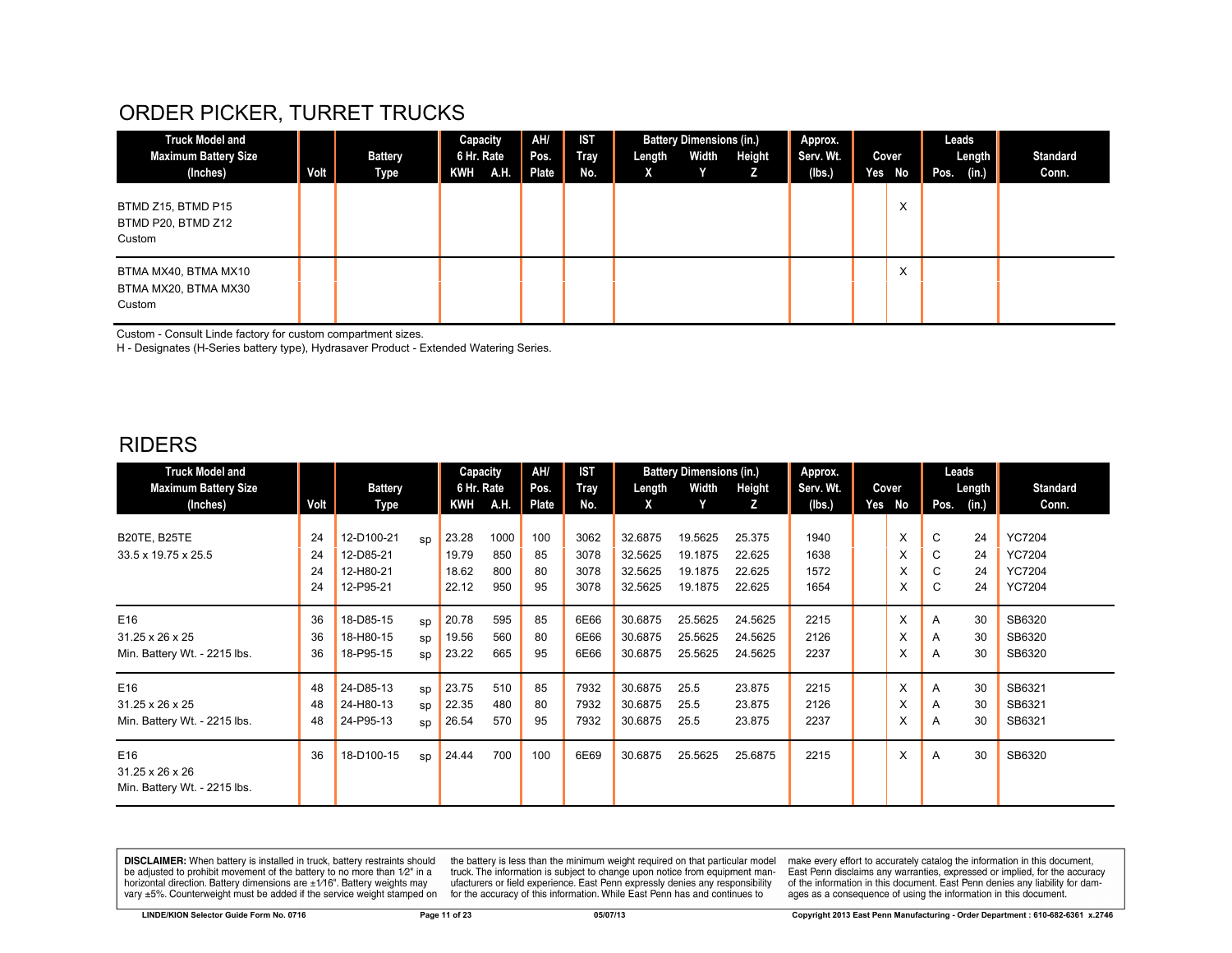# ORDER PICKER, TURRET TRUCKS

| Truck Model and Maximum Battery Size (Inches) | Volt | Battery Type | | Capacity 6 Hr. Rate KWH | A.H. | AH/ Pos. Plate | IST Tray No. | Battery Dimensions (in.) Length X | Width Y | Height Z | Approx. Serv. Wt. (lbs.) | Cover Yes | No | Leads Pos. | Length (in.) | Standard Conn. |
|---|---|---|---|---|---|---|---|---|---|---|---|---|---|---|---|---|
| BTMD Z15, BTMD P15<br>BTMD P20, BTMD Z12<br>Custom | | | | | | | | | | | | | X | | | |
| BTMA MX40, BTMA MX10<br>BTMA MX20, BTMA MX30<br>Custom | | | | | | | | | | | | | X | | | |

Custom - Consult Linde factory for custom compartment sizes.
H - Designates (H-Series battery type), Hydrasaver Product - Extended Watering Series.

# RIDERS

| Truck Model and Maximum Battery Size (Inches) | Volt | Battery Type | | Capacity 6 Hr. Rate KWH | A.H. | AH/ Pos. Plate | IST Tray No. | Battery Dimensions (in.) Length X | Width Y | Height Z | Approx. Serv. Wt. (lbs.) | Cover Yes | No | Leads Pos. | Length (in.) | Standard Conn. |
|---|---|---|---|---|---|---|---|---|---|---|---|---|---|---|---|---|
| B20TE, B25TE | 24 | 12-D100-21 | sp | 23.28 | 1000 | 100 | 3062 | 32.6875 | 19.5625 | 25.375 | 1940 | | X | C | 24 | YC7204 |
| 33.5 x 19.75 x 25.5 | 24 | 12-D85-21 | | 19.79 | 850 | 85 | 3078 | 32.5625 | 19.1875 | 22.625 | 1638 | | X | C | 24 | YC7204 |
| | 24 | 12-H80-21 | | 18.62 | 800 | 80 | 3078 | 32.5625 | 19.1875 | 22.625 | 1572 | | X | C | 24 | YC7204 |
| | 24 | 12-P95-21 | | 22.12 | 950 | 95 | 3078 | 32.5625 | 19.1875 | 22.625 | 1654 | | X | C | 24 | YC7204 |
| E16 | 36 | 18-D85-15 | sp | 20.78 | 595 | 85 | 6E66 | 30.6875 | 25.5625 | 24.5625 | 2215 | | X | A | 30 | SB6320 |
| 31.25 x 26 x 25 | 36 | 18-H80-15 | sp | 19.56 | 560 | 80 | 6E66 | 30.6875 | 25.5625 | 24.5625 | 2126 | | X | A | 30 | SB6320 |
| Min. Battery Wt. - 2215 lbs. | 36 | 18-P95-15 | sp | 23.22 | 665 | 95 | 6E66 | 30.6875 | 25.5625 | 24.5625 | 2237 | | X | A | 30 | SB6320 |
| E16 | 48 | 24-D85-13 | sp | 23.75 | 510 | 85 | 7932 | 30.6875 | 25.5 | 23.875 | 2215 | | X | A | 30 | SB6321 |
| 31.25 x 26 x 25 | 48 | 24-H80-13 | sp | 22.35 | 480 | 80 | 7932 | 30.6875 | 25.5 | 23.875 | 2126 | | X | A | 30 | SB6321 |
| Min. Battery Wt. - 2215 lbs. | 48 | 24-P95-13 | sp | 26.54 | 570 | 95 | 7932 | 30.6875 | 25.5 | 23.875 | 2237 | | X | A | 30 | SB6321 |
| E16<br>31.25 x 26 x 26<br>Min. Battery Wt. - 2215 lbs. | 36 | 18-D100-15 | sp | 24.44 | 700 | 100 | 6E69 | 30.6875 | 25.5625 | 25.6875 | 2215 | | X | A | 30 | SB6320 |

**DISCLAIMER:** When battery is installed in truck, battery restraints should be adjusted to prohibit movement of the battery to no more than 1⁄2" in a horizontal direction. Battery dimensions are ±1⁄16". Battery weights may vary ±5%. Counterweight must be added if the service weight stamped on the battery is less than the minimum weight required on that particular model truck. The information is subject to change upon notice from equipment manufacturers or field experience. East Penn expressly denies any responsibility for the accuracy of this information. While East Penn has and continues to make every effort to accurately catalog the information in this document, East Penn disclaims any warranties, expressed or implied, for the accuracy of the information in this document. East Penn denies any liability for damages as a consequence of using the information in this document.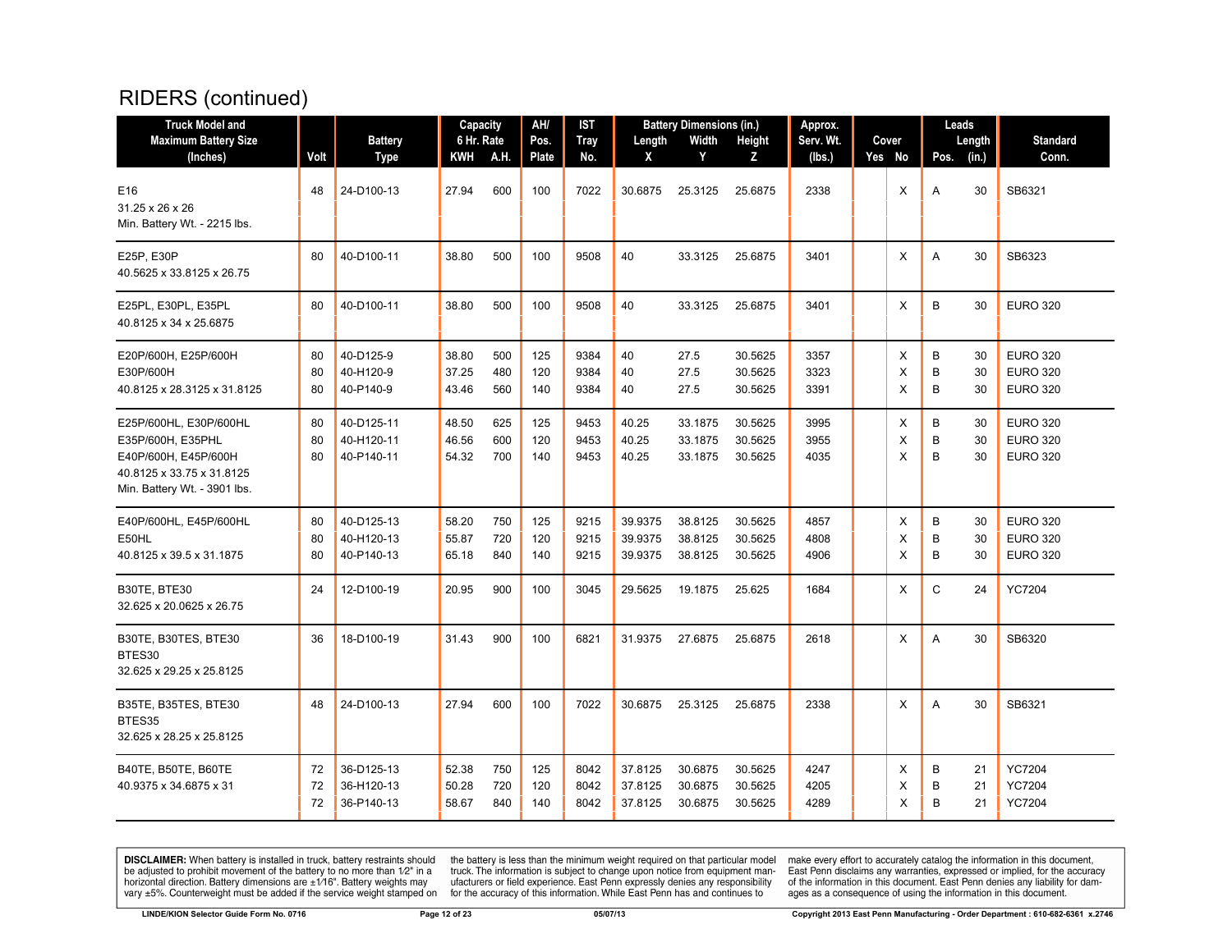# RIDERS (continued)

| Truck Model and Maximum Battery Size (Inches) | Volt | Battery Type | Capacity 6 Hr. Rate KWH | A.H. | AH/ Pos. Plate | IST Tray No. | Battery Dimensions (in.) Length X | Width Y | Height Z | Approx. Serv. Wt. (lbs.) | Cover Yes | No | Leads Pos. | Length (in.) | Standard Conn. |
|---|---|---|---|---|---|---|---|---|---|---|---|---|---|---|---|
| E16<br>31.25 x 26 x 26<br>Min. Battery Wt. - 2215 lbs. | 48 | 24-D100-13 | 27.94 | 600 | 100 | 7022 | 30.6875 | 25.3125 | 25.6875 | 2338 | | X | A | 30 | SB6321 |
| E25P, E30P<br>40.5625 x 33.8125 x 26.75 | 80 | 40-D100-11 | 38.80 | 500 | 100 | 9508 | 40 | 33.3125 | 25.6875 | 3401 | | X | A | 30 | SB6323 |
| E25PL, E30PL, E35PL<br>40.8125 x 34 x 25.6875 | 80 | 40-D100-11 | 38.80 | 500 | 100 | 9508 | 40 | 33.3125 | 25.6875 | 3401 | | X | B | 30 | EURO 320 |
| E20P/600H, E25P/600H<br>E30P/600H<br>40.8125 x 28.3125 x 31.8125 | 80<br>80<br>80 | 40-D125-9<br>40-H120-9<br>40-P140-9 | 38.80<br>37.25<br>43.46 | 500<br>480<br>560 | 125<br>120<br>140 | 9384<br>9384<br>9384 | 40<br>40<br>40 | 27.5<br>27.5<br>27.5 | 30.5625<br>30.5625<br>30.5625 | 3357<br>3323<br>3391 | | X<br>X<br>X | B<br>B<br>B | 30<br>30<br>30 | EURO 320<br>EURO 320<br>EURO 320 |
| E25P/600HL, E30P/600HL<br>E35P/600H, E35PHL<br>E40P/600H, E45P/600H<br>40.8125 x 33.75 x 31.8125<br>Min. Battery Wt. - 3901 lbs. | 80<br>80<br>80 | 40-D125-11<br>40-H120-11<br>40-P140-11 | 48.50<br>46.56<br>54.32 | 625<br>600<br>700 | 125<br>120<br>140 | 9453<br>9453<br>9453 | 40.25<br>40.25<br>40.25 | 33.1875<br>33.1875<br>33.1875 | 30.5625<br>30.5625<br>30.5625 | 3995<br>3955<br>4035 | | X<br>X<br>X | B<br>B<br>B | 30<br>30<br>30 | EURO 320<br>EURO 320<br>EURO 320 |
| E40P/600HL, E45P/600HL<br>E50HL<br>40.8125 x 39.5 x 31.1875 | 80<br>80<br>80 | 40-D125-13<br>40-H120-13<br>40-P140-13 | 58.20<br>55.87<br>65.18 | 750<br>720<br>840 | 125<br>120<br>140 | 9215<br>9215<br>9215 | 39.9375<br>39.9375<br>39.9375 | 38.8125<br>38.8125<br>38.8125 | 30.5625<br>30.5625<br>30.5625 | 4857<br>4808<br>4906 | | X<br>X<br>X | B<br>B<br>B | 30<br>30<br>30 | EURO 320<br>EURO 320<br>EURO 320 |
| B30TE, BTE30<br>32.625 x 20.0625 x 26.75 | 24 | 12-D100-19 | 20.95 | 900 | 100 | 3045 | 29.5625 | 19.1875 | 25.625 | 1684 | | X | C | 24 | YC7204 |
| B30TE, B30TES, BTE30<br>BTES30<br>32.625 x 29.25 x 25.8125 | 36 | 18-D100-19 | 31.43 | 900 | 100 | 6821 | 31.9375 | 27.6875 | 25.6875 | 2618 | | X | A | 30 | SB6320 |
| B35TE, B35TES, BTE30<br>BTES35<br>32.625 x 28.25 x 25.8125 | 48 | 24-D100-13 | 27.94 | 600 | 100 | 7022 | 30.6875 | 25.3125 | 25.6875 | 2338 | | X | A | 30 | SB6321 |
| B40TE, B50TE, B60TE<br>40.9375 x 34.6875 x 31 | 72<br>72<br>72 | 36-D125-13<br>36-H120-13<br>36-P140-13 | 52.38<br>50.28<br>58.67 | 750<br>720<br>840 | 125<br>120<br>140 | 8042<br>8042<br>8042 | 37.8125<br>37.8125<br>37.8125 | 30.6875<br>30.6875<br>30.6875 | 30.5625<br>30.5625<br>30.5625 | 4247<br>4205<br>4289 | | X<br>X<br>X | B<br>B<br>B | 21<br>21<br>21 | YC7204<br>YC7204<br>YC7204 |

**DISCLAIMER:** When battery is installed in truck, battery restraints should be adjusted to prohibit movement of the battery to no more than 1⁄2" in a horizontal direction. Battery dimensions are ±1⁄16". Battery weights may vary ±5%. Counterweight must be added if the service weight stamped on the battery is less than the minimum weight required on that particular model truck. The information is subject to change upon notice from equipment manufacturers or field experience. East Penn expressly denies any responsibility for the accuracy of this information. While East Penn has and continues to make every effort to accurately catalog the information in this document, East Penn disclaims any warranties, expressed or implied, for the accuracy of the information in this document. East Penn denies any liability for damages as a consequence of using the information in this document.

LINDE/KION Selector Guide Form No. 0716 | 05/07/13 | Copyright 2013 East Penn Manufacturing - Order Department : 610-682-6361 x.2746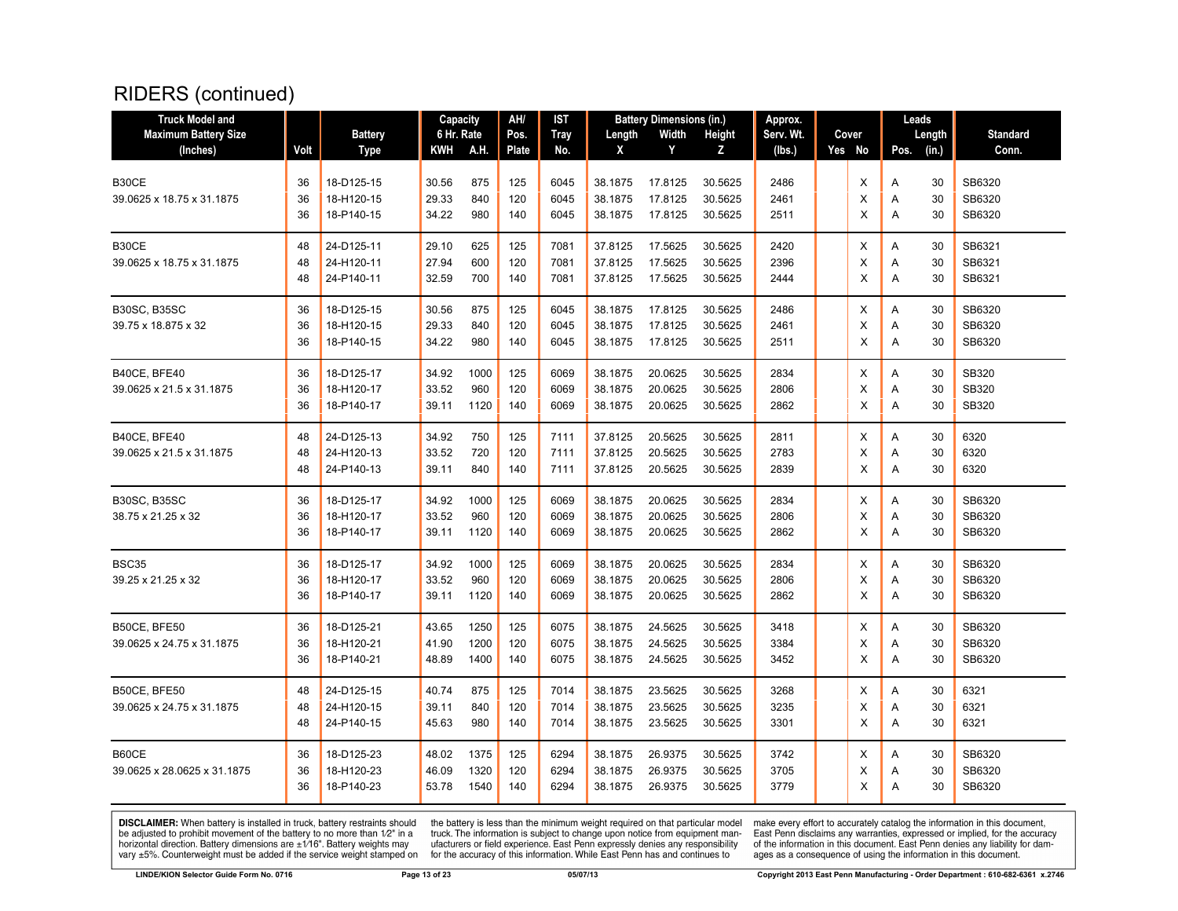# RIDERS (continued)

| Truck Model and Maximum Battery Size (Inches) | Volt | Battery Type | Capacity 6 Hr. Rate KWH | A.H. | AH/ Pos. Plate | IST Tray No. | Battery Dimensions (in.) Length X | Width Y | Height Z | Approx. Serv. Wt. (lbs.) | Cover Yes | No | Leads Pos. | Length (in.) | Standard Conn. |
|---|---|---|---|---|---|---|---|---|---|---|---|---|---|---|---|
| B30CE | 36 | 18-D125-15 | 30.56 | 875 | 125 | 6045 | 38.1875 | 17.8125 | 30.5625 | 2486 | | X | A | 30 | SB6320 |
| 39.0625 x 18.75 x 31.1875 | 36 | 18-H120-15 | 29.33 | 840 | 120 | 6045 | 38.1875 | 17.8125 | 30.5625 | 2461 | | X | A | 30 | SB6320 |
| | 36 | 18-P140-15 | 34.22 | 980 | 140 | 6045 | 38.1875 | 17.8125 | 30.5625 | 2511 | | X | A | 30 | SB6320 |
| B30CE | 48 | 24-D125-11 | 29.10 | 625 | 125 | 7081 | 37.8125 | 17.5625 | 30.5625 | 2420 | | X | A | 30 | SB6321 |
| 39.0625 x 18.75 x 31.1875 | 48 | 24-H120-11 | 27.94 | 600 | 120 | 7081 | 37.8125 | 17.5625 | 30.5625 | 2396 | | X | A | 30 | SB6321 |
| | 48 | 24-P140-11 | 32.59 | 700 | 140 | 7081 | 37.8125 | 17.5625 | 30.5625 | 2444 | | X | A | 30 | SB6321 |
| B30SC, B35SC | 36 | 18-D125-15 | 30.56 | 875 | 125 | 6045 | 38.1875 | 17.8125 | 30.5625 | 2486 | | X | A | 30 | SB6320 |
| 39.75 x 18.875 x 32 | 36 | 18-H120-15 | 29.33 | 840 | 120 | 6045 | 38.1875 | 17.8125 | 30.5625 | 2461 | | X | A | 30 | SB6320 |
| | 36 | 18-P140-15 | 34.22 | 980 | 140 | 6045 | 38.1875 | 17.8125 | 30.5625 | 2511 | | X | A | 30 | SB6320 |
| B40CE, BFE40 | 36 | 18-D125-17 | 34.92 | 1000 | 125 | 6069 | 38.1875 | 20.0625 | 30.5625 | 2834 | | X | A | 30 | SB320 |
| 39.0625 x 21.5 x 31.1875 | 36 | 18-H120-17 | 33.52 | 960 | 120 | 6069 | 38.1875 | 20.0625 | 30.5625 | 2806 | | X | A | 30 | SB320 |
| | 36 | 18-P140-17 | 39.11 | 1120 | 140 | 6069 | 38.1875 | 20.0625 | 30.5625 | 2862 | | X | A | 30 | SB320 |
| B40CE, BFE40 | 48 | 24-D125-13 | 34.92 | 750 | 125 | 7111 | 37.8125 | 20.5625 | 30.5625 | 2811 | | X | A | 30 | 6320 |
| 39.0625 x 21.5 x 31.1875 | 48 | 24-H120-13 | 33.52 | 720 | 120 | 7111 | 37.8125 | 20.5625 | 30.5625 | 2783 | | X | A | 30 | 6320 |
| | 48 | 24-P140-13 | 39.11 | 840 | 140 | 7111 | 37.8125 | 20.5625 | 30.5625 | 2839 | | X | A | 30 | 6320 |
| B30SC, B35SC | 36 | 18-D125-17 | 34.92 | 1000 | 125 | 6069 | 38.1875 | 20.0625 | 30.5625 | 2834 | | X | A | 30 | SB6320 |
| 38.75 x 21.25 x 32 | 36 | 18-H120-17 | 33.52 | 960 | 120 | 6069 | 38.1875 | 20.0625 | 30.5625 | 2806 | | X | A | 30 | SB6320 |
| | 36 | 18-P140-17 | 39.11 | 1120 | 140 | 6069 | 38.1875 | 20.0625 | 30.5625 | 2862 | | X | A | 30 | SB6320 |
| BSC35 | 36 | 18-D125-17 | 34.92 | 1000 | 125 | 6069 | 38.1875 | 20.0625 | 30.5625 | 2834 | | X | A | 30 | SB6320 |
| 39.25 x 21.25 x 32 | 36 | 18-H120-17 | 33.52 | 960 | 120 | 6069 | 38.1875 | 20.0625 | 30.5625 | 2806 | | X | A | 30 | SB6320 |
| | 36 | 18-P140-17 | 39.11 | 1120 | 140 | 6069 | 38.1875 | 20.0625 | 30.5625 | 2862 | | X | A | 30 | SB6320 |
| B50CE, BFE50 | 36 | 18-D125-21 | 43.65 | 1250 | 125 | 6075 | 38.1875 | 24.5625 | 30.5625 | 3418 | | X | A | 30 | SB6320 |
| 39.0625 x 24.75 x 31.1875 | 36 | 18-H120-21 | 41.90 | 1200 | 120 | 6075 | 38.1875 | 24.5625 | 30.5625 | 3384 | | X | A | 30 | SB6320 |
| | 36 | 18-P140-21 | 48.89 | 1400 | 140 | 6075 | 38.1875 | 24.5625 | 30.5625 | 3452 | | X | A | 30 | SB6320 |
| B50CE, BFE50 | 48 | 24-D125-15 | 40.74 | 875 | 125 | 7014 | 38.1875 | 23.5625 | 30.5625 | 3268 | | X | A | 30 | 6321 |
| 39.0625 x 24.75 x 31.1875 | 48 | 24-H120-15 | 39.11 | 840 | 120 | 7014 | 38.1875 | 23.5625 | 30.5625 | 3235 | | X | A | 30 | 6321 |
| | 48 | 24-P140-15 | 45.63 | 980 | 140 | 7014 | 38.1875 | 23.5625 | 30.5625 | 3301 | | X | A | 30 | 6321 |
| B60CE | 36 | 18-D125-23 | 48.02 | 1375 | 125 | 6294 | 38.1875 | 26.9375 | 30.5625 | 3742 | | X | A | 30 | SB6320 |
| 39.0625 x 28.0625 x 31.1875 | 36 | 18-H120-23 | 46.09 | 1320 | 120 | 6294 | 38.1875 | 26.9375 | 30.5625 | 3705 | | X | A | 30 | SB6320 |
| | 36 | 18-P140-23 | 53.78 | 1540 | 140 | 6294 | 38.1875 | 26.9375 | 30.5625 | 3779 | | X | A | 30 | SB6320 |

**DISCLAIMER:** When battery is installed in truck, battery restraints should be adjusted to prohibit movement of the battery to no more than 1⁄2" in a horizontal direction. Battery dimensions are ±1⁄16". Battery weights may vary ±5%. Counterweight must be added if the service weight stamped on the battery is less than the minimum weight required on that particular model truck. The information is subject to change upon notice from equipment manufacturers or field experience. East Penn expressly denies any responsibility for the accuracy of this information. While East Penn has and continues to make every effort to accurately catalog the information in this document, East Penn disclaims any warranties, expressed or implied, for the accuracy of the information in this document. East Penn denies any liability for damages as a consequence of using the information in this document.

LINDE/KION Selector Guide Form No. 0716 | 05/07/13 | Copyright 2013 East Penn Manufacturing - Order Department : 610-682-6361 x.2746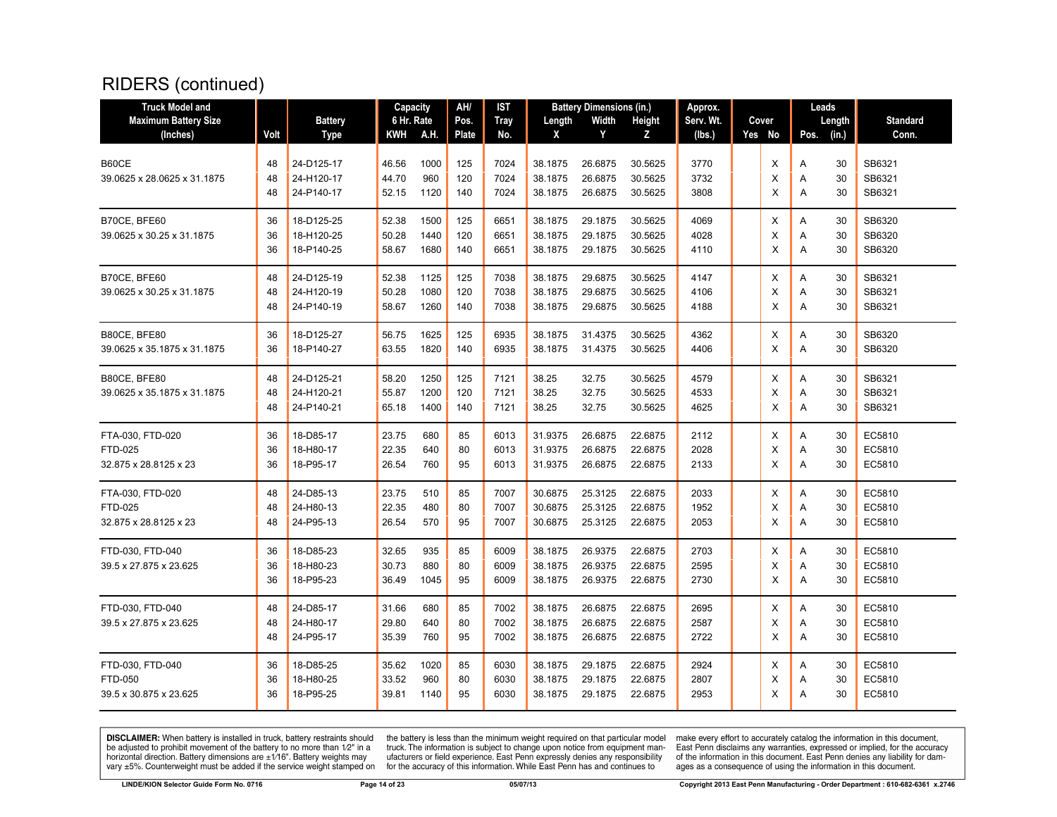# RIDERS (continued)

| Truck Model and Maximum Battery Size (Inches) | Volt | Battery Type | Capacity 6 Hr. Rate KWH | A.H. | AH/ Pos. Plate | IST Tray No. | Battery Dimensions (in.) Length X | Width Y | Height Z | Approx. Serv. Wt. (lbs.) | Cover Yes | No | Leads Pos. | Length (in.) | Standard Conn. |
|---|---|---|---|---|---|---|---|---|---|---|---|---|---|---|---|
| B60CE | 48 | 24-D125-17 | 46.56 | 1000 | 125 | 7024 | 38.1875 | 26.6875 | 30.5625 | 3770 | | X | A | 30 | SB6321 |
| 39.0625 x 28.0625 x 31.1875 | 48 | 24-H120-17 | 44.70 | 960 | 120 | 7024 | 38.1875 | 26.6875 | 30.5625 | 3732 | | X | A | 30 | SB6321 |
| | 48 | 24-P140-17 | 52.15 | 1120 | 140 | 7024 | 38.1875 | 26.6875 | 30.5625 | 3808 | | X | A | 30 | SB6321 |
| B70CE, BFE60 | 36 | 18-D125-25 | 52.38 | 1500 | 125 | 6651 | 38.1875 | 29.1875 | 30.5625 | 4069 | | X | A | 30 | SB6320 |
| 39.0625 x 30.25 x 31.1875 | 36 | 18-H120-25 | 50.28 | 1440 | 120 | 6651 | 38.1875 | 29.1875 | 30.5625 | 4028 | | X | A | 30 | SB6320 |
| | 36 | 18-P140-25 | 58.67 | 1680 | 140 | 6651 | 38.1875 | 29.1875 | 30.5625 | 4110 | | X | A | 30 | SB6320 |
| B70CE, BFE60 | 48 | 24-D125-19 | 52.38 | 1125 | 125 | 7038 | 38.1875 | 29.6875 | 30.5625 | 4147 | | X | A | 30 | SB6321 |
| 39.0625 x 30.25 x 31.1875 | 48 | 24-H120-19 | 50.28 | 1080 | 120 | 7038 | 38.1875 | 29.6875 | 30.5625 | 4106 | | X | A | 30 | SB6321 |
| | 48 | 24-P140-19 | 58.67 | 1260 | 140 | 7038 | 38.1875 | 29.6875 | 30.5625 | 4188 | | X | A | 30 | SB6321 |
| B80CE, BFE80 | 36 | 18-D125-27 | 56.75 | 1625 | 125 | 6935 | 38.1875 | 31.4375 | 30.5625 | 4362 | | X | A | 30 | SB6320 |
| 39.0625 x 35.1875 x 31.1875 | 36 | 18-P140-27 | 63.55 | 1820 | 140 | 6935 | 38.1875 | 31.4375 | 30.5625 | 4406 | | X | A | 30 | SB6320 |
| B80CE, BFE80 | 48 | 24-D125-21 | 58.20 | 1250 | 125 | 7121 | 38.25 | 32.75 | 30.5625 | 4579 | | X | A | 30 | SB6321 |
| 39.0625 x 35.1875 x 31.1875 | 48 | 24-H120-21 | 55.87 | 1200 | 120 | 7121 | 38.25 | 32.75 | 30.5625 | 4533 | | X | A | 30 | SB6321 |
| | 48 | 24-P140-21 | 65.18 | 1400 | 140 | 7121 | 38.25 | 32.75 | 30.5625 | 4625 | | X | A | 30 | SB6321 |
| FTA-030, FTD-020 | 36 | 18-D85-17 | 23.75 | 680 | 85 | 6013 | 31.9375 | 26.6875 | 22.6875 | 2112 | | X | A | 30 | EC5810 |
| FTD-025 | 36 | 18-H80-17 | 22.35 | 640 | 80 | 6013 | 31.9375 | 26.6875 | 22.6875 | 2028 | | X | A | 30 | EC5810 |
| 32.875 x 28.8125 x 23 | 36 | 18-P95-17 | 26.54 | 760 | 95 | 6013 | 31.9375 | 26.6875 | 22.6875 | 2133 | | X | A | 30 | EC5810 |
| FTA-030, FTD-020 | 48 | 24-D85-13 | 23.75 | 510 | 85 | 7007 | 30.6875 | 25.3125 | 22.6875 | 2033 | | X | A | 30 | EC5810 |
| FTD-025 | 48 | 24-H80-13 | 22.35 | 480 | 80 | 7007 | 30.6875 | 25.3125 | 22.6875 | 1952 | | X | A | 30 | EC5810 |
| 32.875 x 28.8125 x 23 | 48 | 24-P95-13 | 26.54 | 570 | 95 | 7007 | 30.6875 | 25.3125 | 22.6875 | 2053 | | X | A | 30 | EC5810 |
| FTD-030, FTD-040 | 36 | 18-D85-23 | 32.65 | 935 | 85 | 6009 | 38.1875 | 26.9375 | 22.6875 | 2703 | | X | A | 30 | EC5810 |
| 39.5 x 27.875 x 23.625 | 36 | 18-H80-23 | 30.73 | 880 | 80 | 6009 | 38.1875 | 26.9375 | 22.6875 | 2595 | | X | A | 30 | EC5810 |
| | 36 | 18-P95-23 | 36.49 | 1045 | 95 | 6009 | 38.1875 | 26.9375 | 22.6875 | 2730 | | X | A | 30 | EC5810 |
| FTD-030, FTD-040 | 48 | 24-D85-17 | 31.66 | 680 | 85 | 7002 | 38.1875 | 26.6875 | 22.6875 | 2695 | | X | A | 30 | EC5810 |
| 39.5 x 27.875 x 23.625 | 48 | 24-H80-17 | 29.80 | 640 | 80 | 7002 | 38.1875 | 26.6875 | 22.6875 | 2587 | | X | A | 30 | EC5810 |
| | 48 | 24-P95-17 | 35.39 | 760 | 95 | 7002 | 38.1875 | 26.6875 | 22.6875 | 2722 | | X | A | 30 | EC5810 |
| FTD-030, FTD-040 | 36 | 18-D85-25 | 35.62 | 1020 | 85 | 6030 | 38.1875 | 29.1875 | 22.6875 | 2924 | | X | A | 30 | EC5810 |
| FTD-050 | 36 | 18-H80-25 | 33.52 | 960 | 80 | 6030 | 38.1875 | 29.1875 | 22.6875 | 2807 | | X | A | 30 | EC5810 |
| 39.5 x 30.875 x 23.625 | 36 | 18-P95-25 | 39.81 | 1140 | 95 | 6030 | 38.1875 | 29.1875 | 22.6875 | 2953 | | X | A | 30 | EC5810 |

**DISCLAIMER:** When battery is installed in truck, battery restraints should be adjusted to prohibit movement of the battery to no more than 1⁄2" in a horizontal direction. Battery dimensions are ±1⁄16". Battery weights may vary ±5%. Counterweight must be added if the service weight stamped on the battery is less than the minimum weight required on that particular model truck. The information is subject to change upon notice from equipment manufacturers or field experience. East Penn expressly denies any responsibility for the accuracy of this information. While East Penn has and continues to make every effort to accurately catalog the information in this document, East Penn disclaims any warranties, expressed or implied, for the accuracy of the information in this document. East Penn denies any liability for damages as a consequence of using the information in this document.

LINDE/KION Selector Guide Form No. 0716 — 05/07/13 — Copyright 2013 East Penn Manufacturing - Order Department : 610-682-6361 x.2746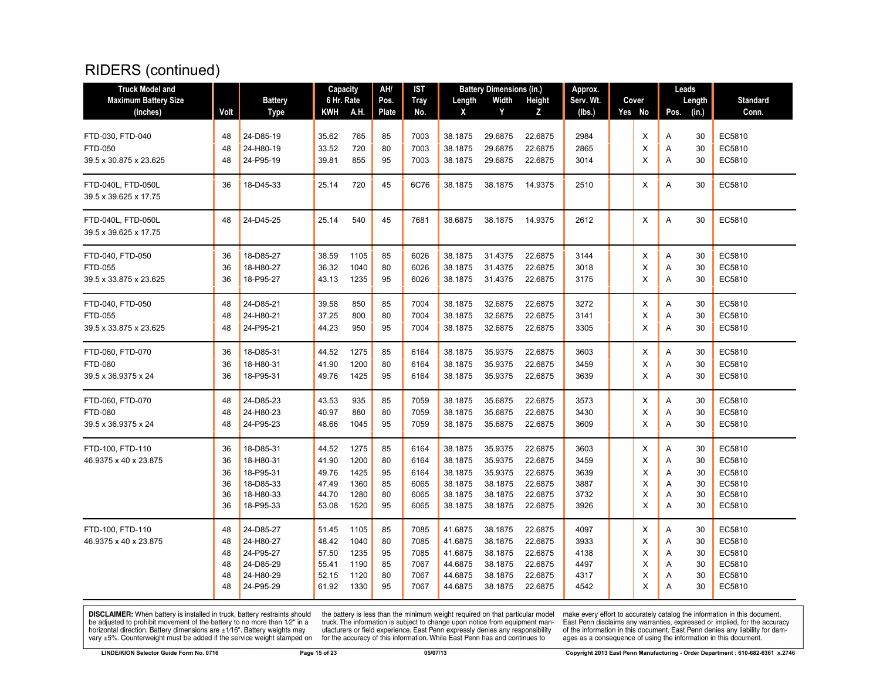# RIDERS (continued)

| Truck Model and Maximum Battery Size (Inches) | Volt | Battery Type | Capacity 6 Hr. Rate KWH | Capacity 6 Hr. Rate A.H. | AH/ Pos. Plate | IST Tray No. | Battery Dimensions (in.) Length X | Width Y | Height Z | Approx. Serv. Wt. (lbs.) | Cover Yes | Cover No | Leads Pos. | Leads Length (in.) | Standard Conn. |
|---|---|---|---|---|---|---|---|---|---|---|---|---|---|---|---|
| FTD-030, FTD-040 | 48 | 24-D85-19 | 35.62 | 765 | 85 | 7003 | 38.1875 | 29.6875 | 22.6875 | 2984 | | X | A | 30 | EC5810 |
| FTD-050 | 48 | 24-H80-19 | 33.52 | 720 | 80 | 7003 | 38.1875 | 29.6875 | 22.6875 | 2865 | | X | A | 30 | EC5810 |
| 39.5 x 30.875 x 23.625 | 48 | 24-P95-19 | 39.81 | 855 | 95 | 7003 | 38.1875 | 29.6875 | 22.6875 | 3014 | | X | A | 30 | EC5810 |
| FTD-040L, FTD-050L 39.5 x 39.625 x 17.75 | 36 | 18-D45-33 | 25.14 | 720 | 45 | 6C76 | 38.1875 | 38.1875 | 14.9375 | 2510 | | X | A | 30 | EC5810 |
| FTD-040L, FTD-050L 39.5 x 39.625 x 17.75 | 48 | 24-D45-25 | 25.14 | 540 | 45 | 7681 | 38.6875 | 38.1875 | 14.9375 | 2612 | | X | A | 30 | EC5810 |
| FTD-040, FTD-050 | 36 | 18-D85-27 | 38.59 | 1105 | 85 | 6026 | 38.1875 | 31.4375 | 22.6875 | 3144 | | X | A | 30 | EC5810 |
| FTD-055 | 36 | 18-H80-27 | 36.32 | 1040 | 80 | 6026 | 38.1875 | 31.4375 | 22.6875 | 3018 | | X | A | 30 | EC5810 |
| 39.5 x 33.875 x 23.625 | 36 | 18-P95-27 | 43.13 | 1235 | 95 | 6026 | 38.1875 | 31.4375 | 22.6875 | 3175 | | X | A | 30 | EC5810 |
| FTD-040, FTD-050 | 48 | 24-D85-21 | 39.58 | 850 | 85 | 7004 | 38.1875 | 32.6875 | 22.6875 | 3272 | | X | A | 30 | EC5810 |
| FTD-055 | 48 | 24-H80-21 | 37.25 | 800 | 80 | 7004 | 38.1875 | 32.6875 | 22.6875 | 3141 | | X | A | 30 | EC5810 |
| 39.5 x 33.875 x 23.625 | 48 | 24-P95-21 | 44.23 | 950 | 95 | 7004 | 38.1875 | 32.6875 | 22.6875 | 3305 | | X | A | 30 | EC5810 |
| FTD-060, FTD-070 | 36 | 18-D85-31 | 44.52 | 1275 | 85 | 6164 | 38.1875 | 35.9375 | 22.6875 | 3603 | | X | A | 30 | EC5810 |
| FTD-080 | 36 | 18-H80-31 | 41.90 | 1200 | 80 | 6164 | 38.1875 | 35.9375 | 22.6875 | 3459 | | X | A | 30 | EC5810 |
| 39.5 x 36.9375 x 24 | 36 | 18-P95-31 | 49.76 | 1425 | 95 | 6164 | 38.1875 | 35.9375 | 22.6875 | 3639 | | X | A | 30 | EC5810 |
| FTD-060, FTD-070 | 48 | 24-D85-23 | 43.53 | 935 | 85 | 7059 | 38.1875 | 35.6875 | 22.6875 | 3573 | | X | A | 30 | EC5810 |
| FTD-080 | 48 | 24-H80-23 | 40.97 | 880 | 80 | 7059 | 38.1875 | 35.6875 | 22.6875 | 3430 | | X | A | 30 | EC5810 |
| 39.5 x 36.9375 x 24 | 48 | 24-P95-23 | 48.66 | 1045 | 95 | 7059 | 38.1875 | 35.6875 | 22.6875 | 3609 | | X | A | 30 | EC5810 |
| FTD-100, FTD-110 | 36 | 18-D85-31 | 44.52 | 1275 | 85 | 6164 | 38.1875 | 35.9375 | 22.6875 | 3603 | | X | A | 30 | EC5810 |
| 46.9375 x 40 x 23.875 | 36 | 18-H80-31 | 41.90 | 1200 | 80 | 6164 | 38.1875 | 35.9375 | 22.6875 | 3459 | | X | A | 30 | EC5810 |
| | 36 | 18-P95-31 | 49.76 | 1425 | 95 | 6164 | 38.1875 | 35.9375 | 22.6875 | 3639 | | X | A | 30 | EC5810 |
| | 36 | 18-D85-33 | 47.49 | 1360 | 85 | 6065 | 38.1875 | 38.1875 | 22.6875 | 3887 | | X | A | 30 | EC5810 |
| | 36 | 18-H80-33 | 44.70 | 1280 | 80 | 6065 | 38.1875 | 38.1875 | 22.6875 | 3732 | | X | A | 30 | EC5810 |
| | 36 | 18-P95-33 | 53.08 | 1520 | 95 | 6065 | 38.1875 | 38.1875 | 22.6875 | 3926 | | X | A | 30 | EC5810 |
| FTD-100, FTD-110 | 48 | 24-D85-27 | 51.45 | 1105 | 85 | 7085 | 41.6875 | 38.1875 | 22.6875 | 4097 | | X | A | 30 | EC5810 |
| 46.9375 x 40 x 23.875 | 48 | 24-H80-27 | 48.42 | 1040 | 80 | 7085 | 41.6875 | 38.1875 | 22.6875 | 3933 | | X | A | 30 | EC5810 |
| | 48 | 24-P95-27 | 57.50 | 1235 | 95 | 7085 | 41.6875 | 38.1875 | 22.6875 | 4138 | | X | A | 30 | EC5810 |
| | 48 | 24-D85-29 | 55.41 | 1190 | 85 | 7067 | 44.6875 | 38.1875 | 22.6875 | 4497 | | X | A | 30 | EC5810 |
| | 48 | 24-H80-29 | 52.15 | 1120 | 80 | 7067 | 44.6875 | 38.1875 | 22.6875 | 4317 | | X | A | 30 | EC5810 |
| | 48 | 24-P95-29 | 61.92 | 1330 | 95 | 7067 | 44.6875 | 38.1875 | 22.6875 | 4542 | | X | A | 30 | EC5810 |

**DISCLAIMER:** When battery is installed in truck, battery restraints should be adjusted to prohibit movement of the battery to no more than 1⁄2" in a horizontal direction. Battery dimensions are ±1⁄16". Battery weights may vary ±5%. Counterweight must be added if the service weight stamped on the battery is less than the minimum weight required on that particular model truck. The information is subject to change upon notice from equipment manufacturers or field experience. East Penn expressly denies any responsibility for the accuracy of this information. While East Penn has and continues to make every effort to accurately catalog the information in this document, East Penn disclaims any warranties, expressed or implied, for the accuracy of the information in this document. East Penn denies any liability for damages as a consequence of using the information in this document.

LINDE/KION Selector Guide Form No. 0716 | 05/07/13 | Copyright 2013 East Penn Manufacturing - Order Department : 610-682-6361 x.2746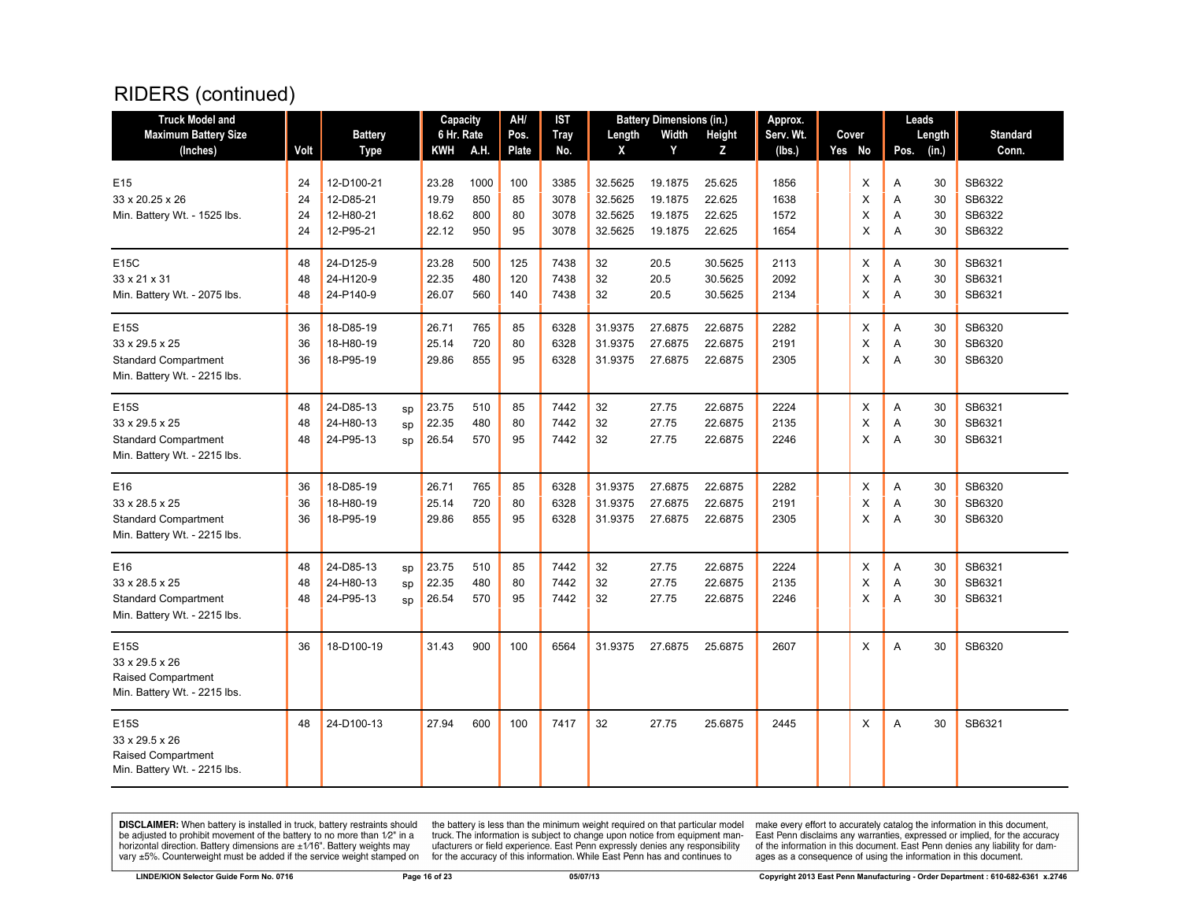# RIDERS (continued)

| Truck Model and Maximum Battery Size (Inches) | Volt | Battery Type | | Capacity 6 Hr. Rate KWH | A.H. | AH/ Pos. Plate | IST Tray No. | Battery Dimensions (in.) Length X | Width Y | Height Z | Approx. Serv. Wt. (lbs.) | Cover Yes | No | Leads Pos. | Length (in.) | Standard Conn. |
|---|---|---|---|---|---|---|---|---|---|---|---|---|---|---|---|---|
| E15 | 24 | 12-D100-21 | | 23.28 | 1000 | 100 | 3385 | 32.5625 | 19.1875 | 25.625 | 1856 | | X | A | 30 | SB6322 |
| 33 x 20.25 x 26 | 24 | 12-D85-21 | | 19.79 | 850 | 85 | 3078 | 32.5625 | 19.1875 | 22.625 | 1638 | | X | A | 30 | SB6322 |
| Min. Battery Wt. - 1525 lbs. | 24 | 12-H80-21 | | 18.62 | 800 | 80 | 3078 | 32.5625 | 19.1875 | 22.625 | 1572 | | X | A | 30 | SB6322 |
| | 24 | 12-P95-21 | | 22.12 | 950 | 95 | 3078 | 32.5625 | 19.1875 | 22.625 | 1654 | | X | A | 30 | SB6322 |
| E15C | 48 | 24-D125-9 | | 23.28 | 500 | 125 | 7438 | 32 | 20.5 | 30.5625 | 2113 | | X | A | 30 | SB6321 |
| 33 x 21 x 31 | 48 | 24-H120-9 | | 22.35 | 480 | 120 | 7438 | 32 | 20.5 | 30.5625 | 2092 | | X | A | 30 | SB6321 |
| Min. Battery Wt. - 2075 lbs. | 48 | 24-P140-9 | | 26.07 | 560 | 140 | 7438 | 32 | 20.5 | 30.5625 | 2134 | | X | A | 30 | SB6321 |
| E15S | 36 | 18-D85-19 | | 26.71 | 765 | 85 | 6328 | 31.9375 | 27.6875 | 22.6875 | 2282 | | X | A | 30 | SB6320 |
| 33 x 29.5 x 25 | 36 | 18-H80-19 | | 25.14 | 720 | 80 | 6328 | 31.9375 | 27.6875 | 22.6875 | 2191 | | X | A | 30 | SB6320 |
| Standard Compartment | 36 | 18-P95-19 | | 29.86 | 855 | 95 | 6328 | 31.9375 | 27.6875 | 22.6875 | 2305 | | X | A | 30 | SB6320 |
| Min. Battery Wt. - 2215 lbs. | | | | | | | | | | | | | | | | |
| E15S | 48 | 24-D85-13 | sp | 23.75 | 510 | 85 | 7442 | 32 | 27.75 | 22.6875 | 2224 | | X | A | 30 | SB6321 |
| 33 x 29.5 x 25 | 48 | 24-H80-13 | sp | 22.35 | 480 | 80 | 7442 | 32 | 27.75 | 22.6875 | 2135 | | X | A | 30 | SB6321 |
| Standard Compartment | 48 | 24-P95-13 | sp | 26.54 | 570 | 95 | 7442 | 32 | 27.75 | 22.6875 | 2246 | | X | A | 30 | SB6321 |
| Min. Battery Wt. - 2215 lbs. | | | | | | | | | | | | | | | | |
| E16 | 36 | 18-D85-19 | | 26.71 | 765 | 85 | 6328 | 31.9375 | 27.6875 | 22.6875 | 2282 | | X | A | 30 | SB6320 |
| 33 x 28.5 x 25 | 36 | 18-H80-19 | | 25.14 | 720 | 80 | 6328 | 31.9375 | 27.6875 | 22.6875 | 2191 | | X | A | 30 | SB6320 |
| Standard Compartment | 36 | 18-P95-19 | | 29.86 | 855 | 95 | 6328 | 31.9375 | 27.6875 | 22.6875 | 2305 | | X | A | 30 | SB6320 |
| Min. Battery Wt. - 2215 lbs. | | | | | | | | | | | | | | | | |
| E16 | 48 | 24-D85-13 | sp | 23.75 | 510 | 85 | 7442 | 32 | 27.75 | 22.6875 | 2224 | | X | A | 30 | SB6321 |
| 33 x 28.5 x 25 | 48 | 24-H80-13 | sp | 22.35 | 480 | 80 | 7442 | 32 | 27.75 | 22.6875 | 2135 | | X | A | 30 | SB6321 |
| Standard Compartment | 48 | 24-P95-13 | sp | 26.54 | 570 | 95 | 7442 | 32 | 27.75 | 22.6875 | 2246 | | X | A | 30 | SB6321 |
| Min. Battery Wt. - 2215 lbs. | | | | | | | | | | | | | | | | |
| E15S | 36 | 18-D100-19 | | 31.43 | 900 | 100 | 6564 | 31.9375 | 27.6875 | 25.6875 | 2607 | | X | A | 30 | SB6320 |
| 33 x 29.5 x 26 | | | | | | | | | | | | | | | | |
| Raised Compartment | | | | | | | | | | | | | | | | |
| Min. Battery Wt. - 2215 lbs. | | | | | | | | | | | | | | | | |
| E15S | 48 | 24-D100-13 | | 27.94 | 600 | 100 | 7417 | 32 | 27.75 | 25.6875 | 2445 | | X | A | 30 | SB6321 |
| 33 x 29.5 x 26 | | | | | | | | | | | | | | | | |
| Raised Compartment | | | | | | | | | | | | | | | | |
| Min. Battery Wt. - 2215 lbs. | | | | | | | | | | | | | | | | |

**DISCLAIMER:** When battery is installed in truck, battery restraints should be adjusted to prohibit movement of the battery to no more than 1⁄2" in a horizontal direction. Battery dimensions are ±1⁄16". Battery weights may vary ±5%. Counterweight must be added if the service weight stamped on the battery is less than the minimum weight required on that particular model truck. The information is subject to change upon notice from equipment manufacturers or field experience. East Penn expressly denies any responsibility for the accuracy of this information. While East Penn has and continues to make every effort to accurately catalog the information in this document, East Penn disclaims any warranties, expressed or implied, for the accuracy of the information in this document. East Penn denies any liability for damages as a consequence of using the information in this document.

LINDE/KION Selector Guide Form No. 0716 | 05/07/13 | Copyright 2013 East Penn Manufacturing - Order Department : 610-682-6361 x.2746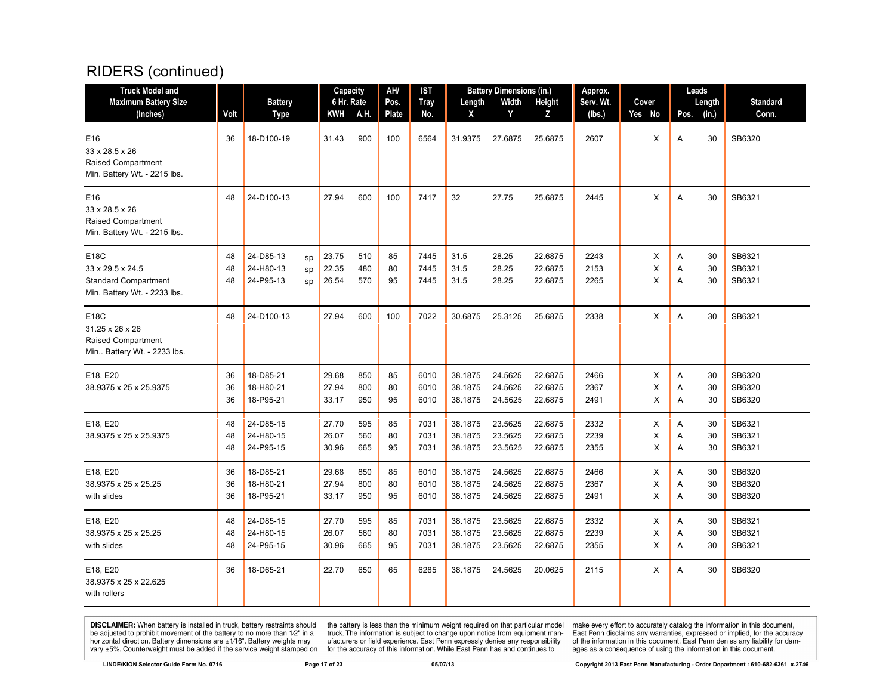# RIDERS (continued)

| Truck Model and Maximum Battery Size (Inches) | Volt | Battery Type | | Capacity 6 Hr. Rate KWH | A.H. | AH/ Pos. Plate | IST Tray No. | Battery Dimensions (in.) Length X | Width Y | Height Z | Approx. Serv. Wt. (lbs.) | Cover Yes | No | Leads Pos. | Length (in.) | Standard Conn. |
|---|---|---|---|---|---|---|---|---|---|---|---|---|---|---|---|---|
| E16<br>33 x 28.5 x 26<br>Raised Compartment<br>Min. Battery Wt. - 2215 lbs. | 36 | 18-D100-19 | | 31.43 | 900 | 100 | 6564 | 31.9375 | 27.6875 | 25.6875 | 2607 | | X | A | 30 | SB6320 |
| E16<br>33 x 28.5 x 26<br>Raised Compartment<br>Min. Battery Wt. - 2215 lbs. | 48 | 24-D100-13 | | 27.94 | 600 | 100 | 7417 | 32 | 27.75 | 25.6875 | 2445 | | X | A | 30 | SB6321 |
| E18C<br>33 x 29.5 x 24.5<br>Standard Compartment<br>Min. Battery Wt. - 2233 lbs. | 48 | 24-D85-13 | sp | 23.75 | 510 | 85 | 7445 | 31.5 | 28.25 | 22.6875 | 2243 | | X | A | 30 | SB6321 |
| | 48 | 24-H80-13 | sp | 22.35 | 480 | 80 | 7445 | 31.5 | 28.25 | 22.6875 | 2153 | | X | A | 30 | SB6321 |
| | 48 | 24-P95-13 | sp | 26.54 | 570 | 95 | 7445 | 31.5 | 28.25 | 22.6875 | 2265 | | X | A | 30 | SB6321 |
| E18C<br>31.25 x 26 x 26<br>Raised Compartment<br>Min.. Battery Wt. - 2233 lbs. | 48 | 24-D100-13 | | 27.94 | 600 | 100 | 7022 | 30.6875 | 25.3125 | 25.6875 | 2338 | | X | A | 30 | SB6321 |
| E18, E20<br>38.9375 x 25 x 25.9375 | 36 | 18-D85-21 | | 29.68 | 850 | 85 | 6010 | 38.1875 | 24.5625 | 22.6875 | 2466 | | X | A | 30 | SB6320 |
| | 36 | 18-H80-21 | | 27.94 | 800 | 80 | 6010 | 38.1875 | 24.5625 | 22.6875 | 2367 | | X | A | 30 | SB6320 |
| | 36 | 18-P95-21 | | 33.17 | 950 | 95 | 6010 | 38.1875 | 24.5625 | 22.6875 | 2491 | | X | A | 30 | SB6320 |
| E18, E20<br>38.9375 x 25 x 25.9375 | 48 | 24-D85-15 | | 27.70 | 595 | 85 | 7031 | 38.1875 | 23.5625 | 22.6875 | 2332 | | X | A | 30 | SB6321 |
| | 48 | 24-H80-15 | | 26.07 | 560 | 80 | 7031 | 38.1875 | 23.5625 | 22.6875 | 2239 | | X | A | 30 | SB6321 |
| | 48 | 24-P95-15 | | 30.96 | 665 | 95 | 7031 | 38.1875 | 23.5625 | 22.6875 | 2355 | | X | A | 30 | SB6321 |
| E18, E20<br>38.9375 x 25 x 25.25<br>with slides | 36 | 18-D85-21 | | 29.68 | 850 | 85 | 6010 | 38.1875 | 24.5625 | 22.6875 | 2466 | | X | A | 30 | SB6320 |
| | 36 | 18-H80-21 | | 27.94 | 800 | 80 | 6010 | 38.1875 | 24.5625 | 22.6875 | 2367 | | X | A | 30 | SB6320 |
| | 36 | 18-P95-21 | | 33.17 | 950 | 95 | 6010 | 38.1875 | 24.5625 | 22.6875 | 2491 | | X | A | 30 | SB6320 |
| E18, E20<br>38.9375 x 25 x 25.25<br>with slides | 48 | 24-D85-15 | | 27.70 | 595 | 85 | 7031 | 38.1875 | 23.5625 | 22.6875 | 2332 | | X | A | 30 | SB6321 |
| | 48 | 24-H80-15 | | 26.07 | 560 | 80 | 7031 | 38.1875 | 23.5625 | 22.6875 | 2239 | | X | A | 30 | SB6321 |
| | 48 | 24-P95-15 | | 30.96 | 665 | 95 | 7031 | 38.1875 | 23.5625 | 22.6875 | 2355 | | X | A | 30 | SB6321 |
| E18, E20<br>38.9375 x 25 x 22.625<br>with rollers | 36 | 18-D65-21 | | 22.70 | 650 | 65 | 6285 | 38.1875 | 24.5625 | 20.0625 | 2115 | | X | A | 30 | SB6320 |

**DISCLAIMER:** When battery is installed in truck, battery restraints should be adjusted to prohibit movement of the battery to no more than 1⁄2" in a horizontal direction. Battery dimensions are ±1⁄16". Battery weights may vary ±5%. Counterweight must be added if the service weight stamped on the battery is less than the minimum weight required on that particular model truck. The information is subject to change upon notice from equipment manufacturers or field experience. East Penn expressly denies any responsibility for the accuracy of this information. While East Penn has and continues to make every effort to accurately catalog the information in this document, East Penn disclaims any warranties, expressed or implied, for the accuracy of the information in this document. East Penn denies any liability for damages as a consequence of using the information in this document.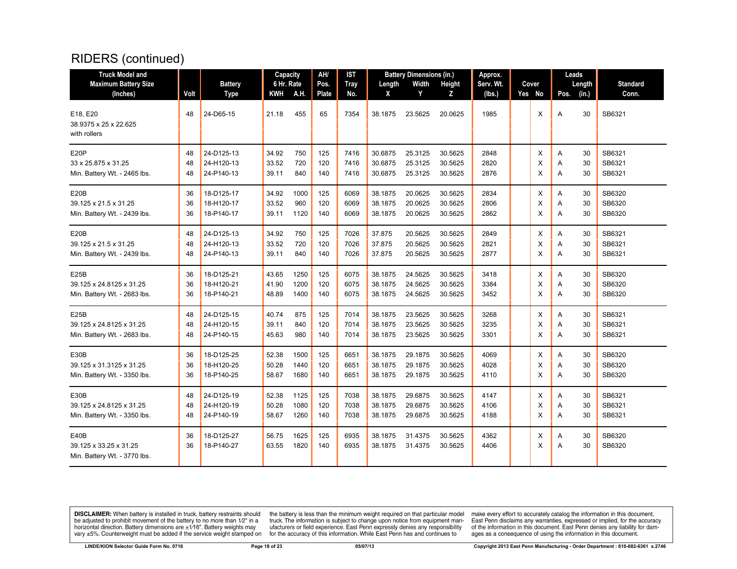## RIDERS (continued)

| Truck Model and Maximum Battery Size (Inches) | Volt | Battery Type | Capacity 6 Hr. Rate KWH | A.H. | AH/ Pos. Plate | IST Tray No. | Battery Dimensions (in.) Length X | Width Y | Height Z | Approx. Serv. Wt. (lbs.) | Cover Yes | No | Leads Pos. | Length (in.) | Standard Conn. |
|---|---|---|---|---|---|---|---|---|---|---|---|---|---|---|---|
| E18, E20 | 48 | 24-D65-15 | 21.18 | 455 | 65 | 7354 | 38.1875 | 23.5625 | 20.0625 | 1985 | | X | A | 30 | SB6321 |
| 38.9375 x 25 x 22.625 | | | | | | | | | | | | | | | |
| with rollers | | | | | | | | | | | | | | | |
| E20P | 48 | 24-D125-13 | 34.92 | 750 | 125 | 7416 | 30.6875 | 25.3125 | 30.5625 | 2848 | | X | A | 30 | SB6321 |
| 33 x 25.875 x 31.25 | 48 | 24-H120-13 | 33.52 | 720 | 120 | 7416 | 30.6875 | 25.3125 | 30.5625 | 2820 | | X | A | 30 | SB6321 |
| Min. Battery Wt. - 2465 lbs. | 48 | 24-P140-13 | 39.11 | 840 | 140 | 7416 | 30.6875 | 25.3125 | 30.5625 | 2876 | | X | A | 30 | SB6321 |
| E20B | 36 | 18-D125-17 | 34.92 | 1000 | 125 | 6069 | 38.1875 | 20.0625 | 30.5625 | 2834 | | X | A | 30 | SB6320 |
| 39.125 x 21.5 x 31.25 | 36 | 18-H120-17 | 33.52 | 960 | 120 | 6069 | 38.1875 | 20.0625 | 30.5625 | 2806 | | X | A | 30 | SB6320 |
| Min. Battery Wt. - 2439 lbs. | 36 | 18-P140-17 | 39.11 | 1120 | 140 | 6069 | 38.1875 | 20.0625 | 30.5625 | 2862 | | X | A | 30 | SB6320 |
| E20B | 48 | 24-D125-13 | 34.92 | 750 | 125 | 7026 | 37.875 | 20.5625 | 30.5625 | 2849 | | X | A | 30 | SB6321 |
| 39.125 x 21.5 x 31.25 | 48 | 24-H120-13 | 33.52 | 720 | 120 | 7026 | 37.875 | 20.5625 | 30.5625 | 2821 | | X | A | 30 | SB6321 |
| Min. Battery Wt. - 2439 lbs. | 48 | 24-P140-13 | 39.11 | 840 | 140 | 7026 | 37.875 | 20.5625 | 30.5625 | 2877 | | X | A | 30 | SB6321 |
| E25B | 36 | 18-D125-21 | 43.65 | 1250 | 125 | 6075 | 38.1875 | 24.5625 | 30.5625 | 3418 | | X | A | 30 | SB6320 |
| 39.125 x 24.8125 x 31.25 | 36 | 18-H120-21 | 41.90 | 1200 | 120 | 6075 | 38.1875 | 24.5625 | 30.5625 | 3384 | | X | A | 30 | SB6320 |
| Min. Battery Wt. - 2683 lbs. | 36 | 18-P140-21 | 48.89 | 1400 | 140 | 6075 | 38.1875 | 24.5625 | 30.5625 | 3452 | | X | A | 30 | SB6320 |
| E25B | 48 | 24-D125-15 | 40.74 | 875 | 125 | 7014 | 38.1875 | 23.5625 | 30.5625 | 3268 | | X | A | 30 | SB6321 |
| 39.125 x 24.8125 x 31.25 | 48 | 24-H120-15 | 39.11 | 840 | 120 | 7014 | 38.1875 | 23.5625 | 30.5625 | 3235 | | X | A | 30 | SB6321 |
| Min. Battery Wt. - 2683 lbs. | 48 | 24-P140-15 | 45.63 | 980 | 140 | 7014 | 38.1875 | 23.5625 | 30.5625 | 3301 | | X | A | 30 | SB6321 |
| E30B | 36 | 18-D125-25 | 52.38 | 1500 | 125 | 6651 | 38.1875 | 29.1875 | 30.5625 | 4069 | | X | A | 30 | SB6320 |
| 39.125 x 31.3125 x 31.25 | 36 | 18-H120-25 | 50.28 | 1440 | 120 | 6651 | 38.1875 | 29.1875 | 30.5625 | 4028 | | X | A | 30 | SB6320 |
| Min. Battery Wt. - 3350 lbs. | 36 | 18-P140-25 | 58.67 | 1680 | 140 | 6651 | 38.1875 | 29.1875 | 30.5625 | 4110 | | X | A | 30 | SB6320 |
| E30B | 48 | 24-D125-19 | 52.38 | 1125 | 125 | 7038 | 38.1875 | 29.6875 | 30.5625 | 4147 | | X | A | 30 | SB6321 |
| 39.125 x 24.8125 x 31.25 | 48 | 24-H120-19 | 50.28 | 1080 | 120 | 7038 | 38.1875 | 29.6875 | 30.5625 | 4106 | | X | A | 30 | SB6321 |
| Min. Battery Wt. - 3350 lbs. | 48 | 24-P140-19 | 58.67 | 1260 | 140 | 7038 | 38.1875 | 29.6875 | 30.5625 | 4188 | | X | A | 30 | SB6321 |
| E40B | 36 | 18-D125-27 | 56.75 | 1625 | 125 | 6935 | 38.1875 | 31.4375 | 30.5625 | 4362 | | X | A | 30 | SB6320 |
| 39.125 x 33.25 x 31.25 | 36 | 18-P140-27 | 63.55 | 1820 | 140 | 6935 | 38.1875 | 31.4375 | 30.5625 | 4406 | | X | A | 30 | SB6320 |
| Min. Battery Wt. - 3770 lbs. | | | | | | | | | | | | | | | |

**DISCLAIMER:** When battery is installed in truck, battery restraints should be adjusted to prohibit movement of the battery to no more than 1⁄2" in a horizontal direction. Battery dimensions are ±1⁄16". Battery weights may vary ±5%. Counterweight must be added if the service weight stamped on the battery is less than the minimum weight required on that particular model truck. The information is subject to change upon notice from equipment manufacturers or field experience. East Penn expressly denies any responsibility for the accuracy of this information. While East Penn has and continues to make every effort to accurately catalog the information in this document, East Penn disclaims any warranties, expressed or implied, for the accuracy of the information in this document. East Penn denies any liability for damages as a consequence of using the information in this document.

LINDE/KION Selector Guide Form No. 0716 — 05/07/13 — Copyright 2013 East Penn Manufacturing - Order Department : 610-682-6361 x.2746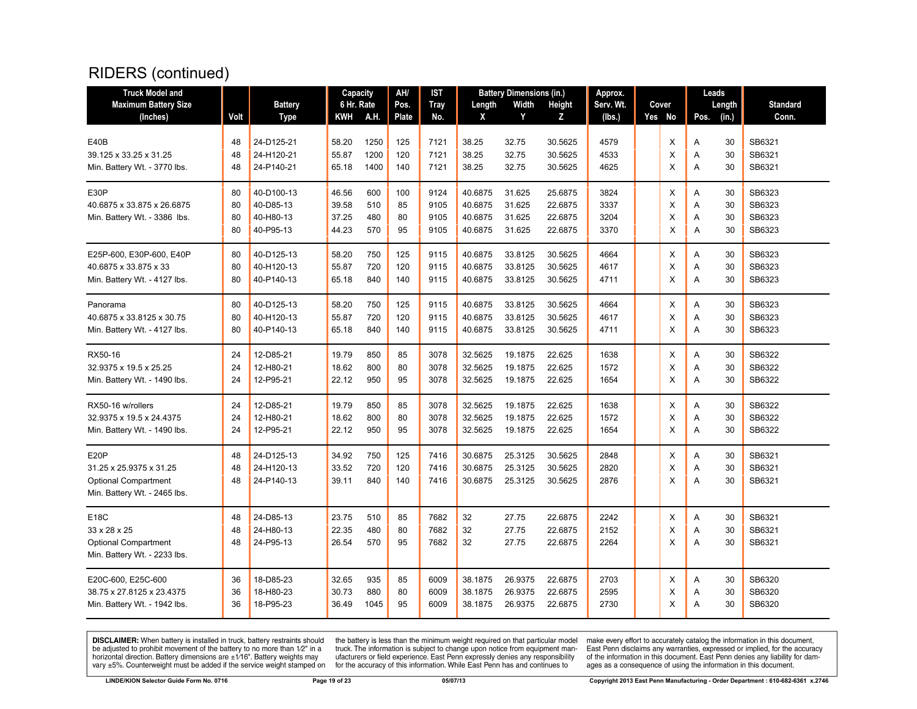# RIDERS (continued)

| Truck Model and Maximum Battery Size (Inches) | Volt | Battery Type | Capacity 6 Hr. Rate KWH | A.H. | AH/ Pos. Plate | IST Tray No. | Battery Dimensions (in.) Length X | Width Y | Height Z | Approx. Serv. Wt. (lbs.) | Cover Yes | No | Leads Pos. | Length (in.) | Standard Conn. |
|---|---|---|---|---|---|---|---|---|---|---|---|---|---|---|---|
| E40B | 48 | 24-D125-21 | 58.20 | 1250 | 125 | 7121 | 38.25 | 32.75 | 30.5625 | 4579 | | X | A | 30 | SB6321 |
| 39.125 x 33.25 x 31.25 | 48 | 24-H120-21 | 55.87 | 1200 | 120 | 7121 | 38.25 | 32.75 | 30.5625 | 4533 | | X | A | 30 | SB6321 |
| Min. Battery Wt. - 3770 lbs. | 48 | 24-P140-21 | 65.18 | 1400 | 140 | 7121 | 38.25 | 32.75 | 30.5625 | 4625 | | X | A | 30 | SB6321 |
| E30P | 80 | 40-D100-13 | 46.56 | 600 | 100 | 9124 | 40.6875 | 31.625 | 25.6875 | 3824 | | X | A | 30 | SB6323 |
| 40.6875 x 33.875 x 26.6875 | 80 | 40-D85-13 | 39.58 | 510 | 85 | 9105 | 40.6875 | 31.625 | 22.6875 | 3337 | | X | A | 30 | SB6323 |
| Min. Battery Wt. - 3386 lbs. | 80 | 40-H80-13 | 37.25 | 480 | 80 | 9105 | 40.6875 | 31.625 | 22.6875 | 3204 | | X | A | 30 | SB6323 |
| | 80 | 40-P95-13 | 44.23 | 570 | 95 | 9105 | 40.6875 | 31.625 | 22.6875 | 3370 | | X | A | 30 | SB6323 |
| E25P-600, E30P-600, E40P | 80 | 40-D125-13 | 58.20 | 750 | 125 | 9115 | 40.6875 | 33.8125 | 30.5625 | 4664 | | X | A | 30 | SB6323 |
| 40.6875 x 33.875 x 33 | 80 | 40-H120-13 | 55.87 | 720 | 120 | 9115 | 40.6875 | 33.8125 | 30.5625 | 4617 | | X | A | 30 | SB6323 |
| Min. Battery Wt. - 4127 lbs. | 80 | 40-P140-13 | 65.18 | 840 | 140 | 9115 | 40.6875 | 33.8125 | 30.5625 | 4711 | | X | A | 30 | SB6323 |
| Panorama | 80 | 40-D125-13 | 58.20 | 750 | 125 | 9115 | 40.6875 | 33.8125 | 30.5625 | 4664 | | X | A | 30 | SB6323 |
| 40.6875 x 33.8125 x 30.75 | 80 | 40-H120-13 | 55.87 | 720 | 120 | 9115 | 40.6875 | 33.8125 | 30.5625 | 4617 | | X | A | 30 | SB6323 |
| Min. Battery Wt. - 4127 lbs. | 80 | 40-P140-13 | 65.18 | 840 | 140 | 9115 | 40.6875 | 33.8125 | 30.5625 | 4711 | | X | A | 30 | SB6323 |
| RX50-16 | 24 | 12-D85-21 | 19.79 | 850 | 85 | 3078 | 32.5625 | 19.1875 | 22.625 | 1638 | | X | A | 30 | SB6322 |
| 32.9375 x 19.5 x 25.25 | 24 | 12-H80-21 | 18.62 | 800 | 80 | 3078 | 32.5625 | 19.1875 | 22.625 | 1572 | | X | A | 30 | SB6322 |
| Min. Battery Wt. - 1490 lbs. | 24 | 12-P95-21 | 22.12 | 950 | 95 | 3078 | 32.5625 | 19.1875 | 22.625 | 1654 | | X | A | 30 | SB6322 |
| RX50-16 w/rollers | 24 | 12-D85-21 | 19.79 | 850 | 85 | 3078 | 32.5625 | 19.1875 | 22.625 | 1638 | | X | A | 30 | SB6322 |
| 32.9375 x 19.5 x 24.4375 | 24 | 12-H80-21 | 18.62 | 800 | 80 | 3078 | 32.5625 | 19.1875 | 22.625 | 1572 | | X | A | 30 | SB6322 |
| Min. Battery Wt. - 1490 lbs. | 24 | 12-P95-21 | 22.12 | 950 | 95 | 3078 | 32.5625 | 19.1875 | 22.625 | 1654 | | X | A | 30 | SB6322 |
| E20P | 48 | 24-D125-13 | 34.92 | 750 | 125 | 7416 | 30.6875 | 25.3125 | 30.5625 | 2848 | | X | A | 30 | SB6321 |
| 31.25 x 25.9375 x 31.25 | 48 | 24-H120-13 | 33.52 | 720 | 120 | 7416 | 30.6875 | 25.3125 | 30.5625 | 2820 | | X | A | 30 | SB6321 |
| Optional Compartment | 48 | 24-P140-13 | 39.11 | 840 | 140 | 7416 | 30.6875 | 25.3125 | 30.5625 | 2876 | | X | A | 30 | SB6321 |
| Min. Battery Wt. - 2465 lbs. | | | | | | | | | | | | | | | |
| E18C | 48 | 24-D85-13 | 23.75 | 510 | 85 | 7682 | 32 | 27.75 | 22.6875 | 2242 | | X | A | 30 | SB6321 |
| 33 x 28 x 25 | 48 | 24-H80-13 | 22.35 | 480 | 80 | 7682 | 32 | 27.75 | 22.6875 | 2152 | | X | A | 30 | SB6321 |
| Optional Compartment | 48 | 24-P95-13 | 26.54 | 570 | 95 | 7682 | 32 | 27.75 | 22.6875 | 2264 | | X | A | 30 | SB6321 |
| Min. Battery Wt. - 2233 lbs. | | | | | | | | | | | | | | | |
| E20C-600, E25C-600 | 36 | 18-D85-23 | 32.65 | 935 | 85 | 6009 | 38.1875 | 26.9375 | 22.6875 | 2703 | | X | A | 30 | SB6320 |
| 38.75 x 27.8125 x 23.4375 | 36 | 18-H80-23 | 30.73 | 880 | 80 | 6009 | 38.1875 | 26.9375 | 22.6875 | 2595 | | X | A | 30 | SB6320 |
| Min. Battery Wt. - 1942 lbs. | 36 | 18-P95-23 | 36.49 | 1045 | 95 | 6009 | 38.1875 | 26.9375 | 22.6875 | 2730 | | X | A | 30 | SB6320 |

**DISCLAIMER:** When battery is installed in truck, battery restraints should be adjusted to prohibit movement of the battery to no more than 1⁄2" in a horizontal direction. Battery dimensions are ±1⁄16". Battery weights may vary ±5%. Counterweight must be added if the service weight stamped on the battery is less than the minimum weight required on that particular model truck. The information is subject to change upon notice from equipment manufacturers or field experience. East Penn expressly denies any responsibility for the accuracy of this information. While East Penn has and continues to make every effort to accurately catalog the information in this document, East Penn disclaims any warranties, expressed or implied, for the accuracy of the information in this document. East Penn denies any liability for damages as a consequence of using the information in this document.

LINDE/KION Selector Guide Form No. 0716 | 05/07/13 | Copyright 2013 East Penn Manufacturing - Order Department : 610-682-6361 x.2746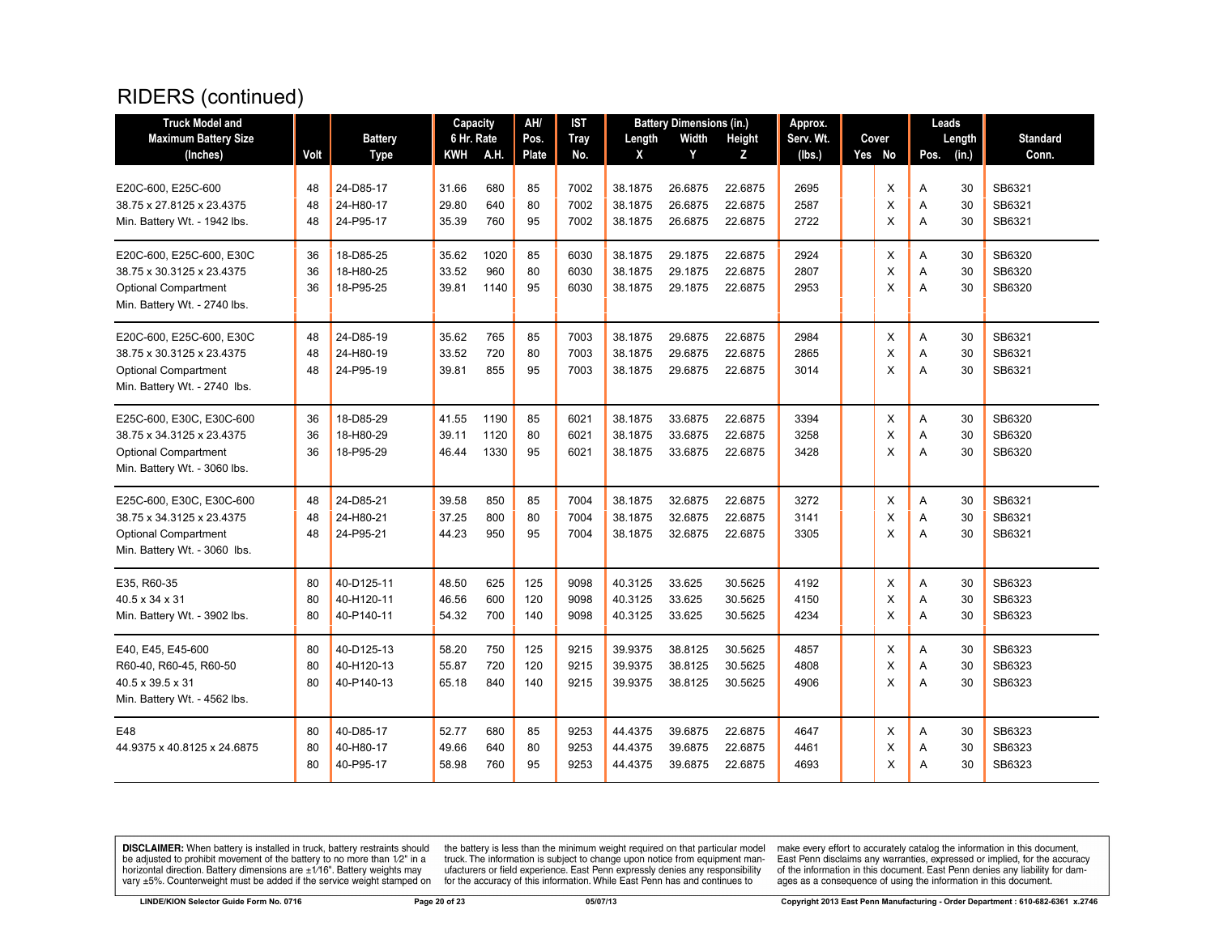# RIDERS (continued)

| Truck Model and Maximum Battery Size (Inches) | Volt | Battery Type | Capacity 6 Hr. Rate KWH | A.H. | AH/ Pos. Plate | IST Tray No. | Battery Dimensions (in.) Length X | Width Y | Height Z | Approx. Serv. Wt. (lbs.) | Cover Yes | No | Leads Pos. | Length (in.) | Standard Conn. |
|---|---|---|---|---|---|---|---|---|---|---|---|---|---|---|---|
| E20C-600, E25C-600 | 48 | 24-D85-17 | 31.66 | 680 | 85 | 7002 | 38.1875 | 26.6875 | 22.6875 | 2695 | | X | A | 30 | SB6321 |
| 38.75 x 27.8125 x 23.4375 | 48 | 24-H80-17 | 29.80 | 640 | 80 | 7002 | 38.1875 | 26.6875 | 22.6875 | 2587 | | X | A | 30 | SB6321 |
| Min. Battery Wt. - 1942 lbs. | 48 | 24-P95-17 | 35.39 | 760 | 95 | 7002 | 38.1875 | 26.6875 | 22.6875 | 2722 | | X | A | 30 | SB6321 |
| E20C-600, E25C-600, E30C | 36 | 18-D85-25 | 35.62 | 1020 | 85 | 6030 | 38.1875 | 29.1875 | 22.6875 | 2924 | | X | A | 30 | SB6320 |
| 38.75 x 30.3125 x 23.4375 | 36 | 18-H80-25 | 33.52 | 960 | 80 | 6030 | 38.1875 | 29.1875 | 22.6875 | 2807 | | X | A | 30 | SB6320 |
| Optional Compartment | 36 | 18-P95-25 | 39.81 | 1140 | 95 | 6030 | 38.1875 | 29.1875 | 22.6875 | 2953 | | X | A | 30 | SB6320 |
| Min. Battery Wt. - 2740 lbs. | | | | | | | | | | | | | | | |
| E20C-600, E25C-600, E30C | 48 | 24-D85-19 | 35.62 | 765 | 85 | 7003 | 38.1875 | 29.6875 | 22.6875 | 2984 | | X | A | 30 | SB6321 |
| 38.75 x 30.3125 x 23.4375 | 48 | 24-H80-19 | 33.52 | 720 | 80 | 7003 | 38.1875 | 29.6875 | 22.6875 | 2865 | | X | A | 30 | SB6321 |
| Optional Compartment | 48 | 24-P95-19 | 39.81 | 855 | 95 | 7003 | 38.1875 | 29.6875 | 22.6875 | 3014 | | X | A | 30 | SB6321 |
| Min. Battery Wt. - 2740 lbs. | | | | | | | | | | | | | | | |
| E25C-600, E30C, E30C-600 | 36 | 18-D85-29 | 41.55 | 1190 | 85 | 6021 | 38.1875 | 33.6875 | 22.6875 | 3394 | | X | A | 30 | SB6320 |
| 38.75 x 34.3125 x 23.4375 | 36 | 18-H80-29 | 39.11 | 1120 | 80 | 6021 | 38.1875 | 33.6875 | 22.6875 | 3258 | | X | A | 30 | SB6320 |
| Optional Compartment | 36 | 18-P95-29 | 46.44 | 1330 | 95 | 6021 | 38.1875 | 33.6875 | 22.6875 | 3428 | | X | A | 30 | SB6320 |
| Min. Battery Wt. - 3060 lbs. | | | | | | | | | | | | | | | |
| E25C-600, E30C, E30C-600 | 48 | 24-D85-21 | 39.58 | 850 | 85 | 7004 | 38.1875 | 32.6875 | 22.6875 | 3272 | | X | A | 30 | SB6321 |
| 38.75 x 34.3125 x 23.4375 | 48 | 24-H80-21 | 37.25 | 800 | 80 | 7004 | 38.1875 | 32.6875 | 22.6875 | 3141 | | X | A | 30 | SB6321 |
| Optional Compartment | 48 | 24-P95-21 | 44.23 | 950 | 95 | 7004 | 38.1875 | 32.6875 | 22.6875 | 3305 | | X | A | 30 | SB6321 |
| Min. Battery Wt. - 3060 lbs. | | | | | | | | | | | | | | | |
| E35, R60-35 | 80 | 40-D125-11 | 48.50 | 625 | 125 | 9098 | 40.3125 | 33.625 | 30.5625 | 4192 | | X | A | 30 | SB6323 |
| 40.5 x 34 x 31 | 80 | 40-H120-11 | 46.56 | 600 | 120 | 9098 | 40.3125 | 33.625 | 30.5625 | 4150 | | X | A | 30 | SB6323 |
| Min. Battery Wt. - 3902 lbs. | 80 | 40-P140-11 | 54.32 | 700 | 140 | 9098 | 40.3125 | 33.625 | 30.5625 | 4234 | | X | A | 30 | SB6323 |
| E40, E45, E45-600 | 80 | 40-D125-13 | 58.20 | 750 | 125 | 9215 | 39.9375 | 38.8125 | 30.5625 | 4857 | | X | A | 30 | SB6323 |
| R60-40, R60-45, R60-50 | 80 | 40-H120-13 | 55.87 | 720 | 120 | 9215 | 39.9375 | 38.8125 | 30.5625 | 4808 | | X | A | 30 | SB6323 |
| 40.5 x 39.5 x 31 | 80 | 40-P140-13 | 65.18 | 840 | 140 | 9215 | 39.9375 | 38.8125 | 30.5625 | 4906 | | X | A | 30 | SB6323 |
| Min. Battery Wt. - 4562 lbs. | | | | | | | | | | | | | | | |
| E48 | 80 | 40-D85-17 | 52.77 | 680 | 85 | 9253 | 44.4375 | 39.6875 | 22.6875 | 4647 | | X | A | 30 | SB6323 |
| 44.9375 x 40.8125 x 24.6875 | 80 | 40-H80-17 | 49.66 | 640 | 80 | 9253 | 44.4375 | 39.6875 | 22.6875 | 4461 | | X | A | 30 | SB6323 |
| | 80 | 40-P95-17 | 58.98 | 760 | 95 | 9253 | 44.4375 | 39.6875 | 22.6875 | 4693 | | X | A | 30 | SB6323 |

**DISCLAIMER:** When battery is installed in truck, battery restraints should be adjusted to prohibit movement of the battery to no more than 1⁄2" in a horizontal direction. Battery dimensions are ±1⁄16". Battery weights may vary ±5%. Counterweight must be added if the service weight stamped on the battery is less than the minimum weight required on that particular model truck. The information is subject to change upon notice from equipment manufacturers or field experience. East Penn expressly denies any responsibility for the accuracy of this information. While East Penn has and continues to make every effort to accurately catalog the information in this document, East Penn disclaims any warranties, expressed or implied, for the accuracy of the information in this document. East Penn denies any liability for damages as a consequence of using the information in this document.

LINDE/KION Selector Guide Form No. 0716 | 05/07/13 | Copyright 2013 East Penn Manufacturing - Order Department : 610-682-6361 x.2746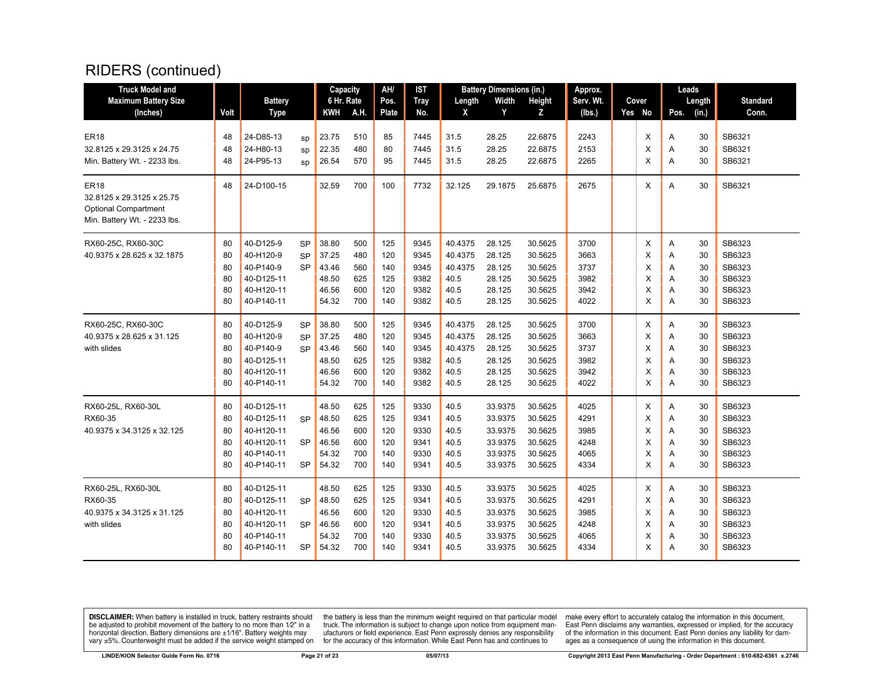# RIDERS (continued)

| Truck Model and Maximum Battery Size (Inches) | Volt | Battery Type | | Capacity 6 Hr. Rate KWH | A.H. | AH/ Pos. Plate | IST Tray No. | Battery Dimensions (in.) Length X | Width Y | Height Z | Approx. Serv. Wt. (lbs.) | Cover Yes | No | Leads Pos. | Length (in.) | Standard Conn. |
|---|---|---|---|---|---|---|---|---|---|---|---|---|---|---|---|---|
| ER18 | 48 | 24-D85-13 | sp | 23.75 | 510 | 85 | 7445 | 31.5 | 28.25 | 22.6875 | 2243 | | X | A | 30 | SB6321 |
| 32.8125 x 29.3125 x 24.75 | 48 | 24-H80-13 | sp | 22.35 | 480 | 80 | 7445 | 31.5 | 28.25 | 22.6875 | 2153 | | X | A | 30 | SB6321 |
| Min. Battery Wt. - 2233 lbs. | 48 | 24-P95-13 | sp | 26.54 | 570 | 95 | 7445 | 31.5 | 28.25 | 22.6875 | 2265 | | X | A | 30 | SB6321 |
| ER18<br>32.8125 x 29.3125 x 25.75<br>Optional Compartment<br>Min. Battery Wt. - 2233 lbs. | 48 | 24-D100-15 | | 32.59 | 700 | 100 | 7732 | 32.125 | 29.1875 | 25.6875 | 2675 | | X | A | 30 | SB6321 |
| RX60-25C, RX60-30C | 80 | 40-D125-9 | SP | 38.80 | 500 | 125 | 9345 | 40.4375 | 28.125 | 30.5625 | 3700 | | X | A | 30 | SB6323 |
| 40.9375 x 28.625 x 32.1875 | 80 | 40-H120-9 | SP | 37.25 | 480 | 120 | 9345 | 40.4375 | 28.125 | 30.5625 | 3663 | | X | A | 30 | SB6323 |
| | 80 | 40-P140-9 | SP | 43.46 | 560 | 140 | 9345 | 40.4375 | 28.125 | 30.5625 | 3737 | | X | A | 30 | SB6323 |
| | 80 | 40-D125-11 | | 48.50 | 625 | 125 | 9382 | 40.5 | 28.125 | 30.5625 | 3982 | | X | A | 30 | SB6323 |
| | 80 | 40-H120-11 | | 46.56 | 600 | 120 | 9382 | 40.5 | 28.125 | 30.5625 | 3942 | | X | A | 30 | SB6323 |
| | 80 | 40-P140-11 | | 54.32 | 700 | 140 | 9382 | 40.5 | 28.125 | 30.5625 | 4022 | | X | A | 30 | SB6323 |
| RX60-25C, RX60-30C | 80 | 40-D125-9 | SP | 38.80 | 500 | 125 | 9345 | 40.4375 | 28.125 | 30.5625 | 3700 | | X | A | 30 | SB6323 |
| 40.9375 x 28.625 x 31.125 | 80 | 40-H120-9 | SP | 37.25 | 480 | 120 | 9345 | 40.4375 | 28.125 | 30.5625 | 3663 | | X | A | 30 | SB6323 |
| with slides | 80 | 40-P140-9 | SP | 43.46 | 560 | 140 | 9345 | 40.4375 | 28.125 | 30.5625 | 3737 | | X | A | 30 | SB6323 |
| | 80 | 40-D125-11 | | 48.50 | 625 | 125 | 9382 | 40.5 | 28.125 | 30.5625 | 3982 | | X | A | 30 | SB6323 |
| | 80 | 40-H120-11 | | 46.56 | 600 | 120 | 9382 | 40.5 | 28.125 | 30.5625 | 3942 | | X | A | 30 | SB6323 |
| | 80 | 40-P140-11 | | 54.32 | 700 | 140 | 9382 | 40.5 | 28.125 | 30.5625 | 4022 | | X | A | 30 | SB6323 |
| RX60-25L, RX60-30L | 80 | 40-D125-11 | | 48.50 | 625 | 125 | 9330 | 40.5 | 33.9375 | 30.5625 | 4025 | | X | A | 30 | SB6323 |
| RX60-35 | 80 | 40-D125-11 | SP | 48.50 | 625 | 125 | 9341 | 40.5 | 33.9375 | 30.5625 | 4291 | | X | A | 30 | SB6323 |
| 40.9375 x 34.3125 x 32.125 | 80 | 40-H120-11 | | 46.56 | 600 | 120 | 9330 | 40.5 | 33.9375 | 30.5625 | 3985 | | X | A | 30 | SB6323 |
| | 80 | 40-H120-11 | SP | 46.56 | 600 | 120 | 9341 | 40.5 | 33.9375 | 30.5625 | 4248 | | X | A | 30 | SB6323 |
| | 80 | 40-P140-11 | | 54.32 | 700 | 140 | 9330 | 40.5 | 33.9375 | 30.5625 | 4065 | | X | A | 30 | SB6323 |
| | 80 | 40-P140-11 | SP | 54.32 | 700 | 140 | 9341 | 40.5 | 33.9375 | 30.5625 | 4334 | | X | A | 30 | SB6323 |
| RX60-25L, RX60-30L | 80 | 40-D125-11 | | 48.50 | 625 | 125 | 9330 | 40.5 | 33.9375 | 30.5625 | 4025 | | X | A | 30 | SB6323 |
| RX60-35 | 80 | 40-D125-11 | SP | 48.50 | 625 | 125 | 9341 | 40.5 | 33.9375 | 30.5625 | 4291 | | X | A | 30 | SB6323 |
| 40.9375 x 34.3125 x 31.125 | 80 | 40-H120-11 | | 46.56 | 600 | 120 | 9330 | 40.5 | 33.9375 | 30.5625 | 3985 | | X | A | 30 | SB6323 |
| with slides | 80 | 40-H120-11 | SP | 46.56 | 600 | 120 | 9341 | 40.5 | 33.9375 | 30.5625 | 4248 | | X | A | 30 | SB6323 |
| | 80 | 40-P140-11 | | 54.32 | 700 | 140 | 9330 | 40.5 | 33.9375 | 30.5625 | 4065 | | X | A | 30 | SB6323 |
| | 80 | 40-P140-11 | SP | 54.32 | 700 | 140 | 9341 | 40.5 | 33.9375 | 30.5625 | 4334 | | X | A | 30 | SB6323 |

**DISCLAIMER:** When battery is installed in truck, battery restraints should be adjusted to prohibit movement of the battery to no more than 1⁄2" in a horizontal direction. Battery dimensions are ±1⁄16". Battery weights may vary ±5%. Counterweight must be added if the service weight stamped on the battery is less than the minimum weight required on that particular model truck. The information is subject to change upon notice from equipment manufacturers or field experience. East Penn expressly denies any responsibility for the accuracy of this information. While East Penn has and continues to make every effort to accurately catalog the information in this document, East Penn disclaims any warranties, expressed or implied, for the accuracy of the information in this document. East Penn denies any liability for damages as a consequence of using the information in this document.

LINDE/KION Selector Guide Form No. 0716 | 05/07/13 | Copyright 2013 East Penn Manufacturing - Order Department : 610-682-6361 x.2746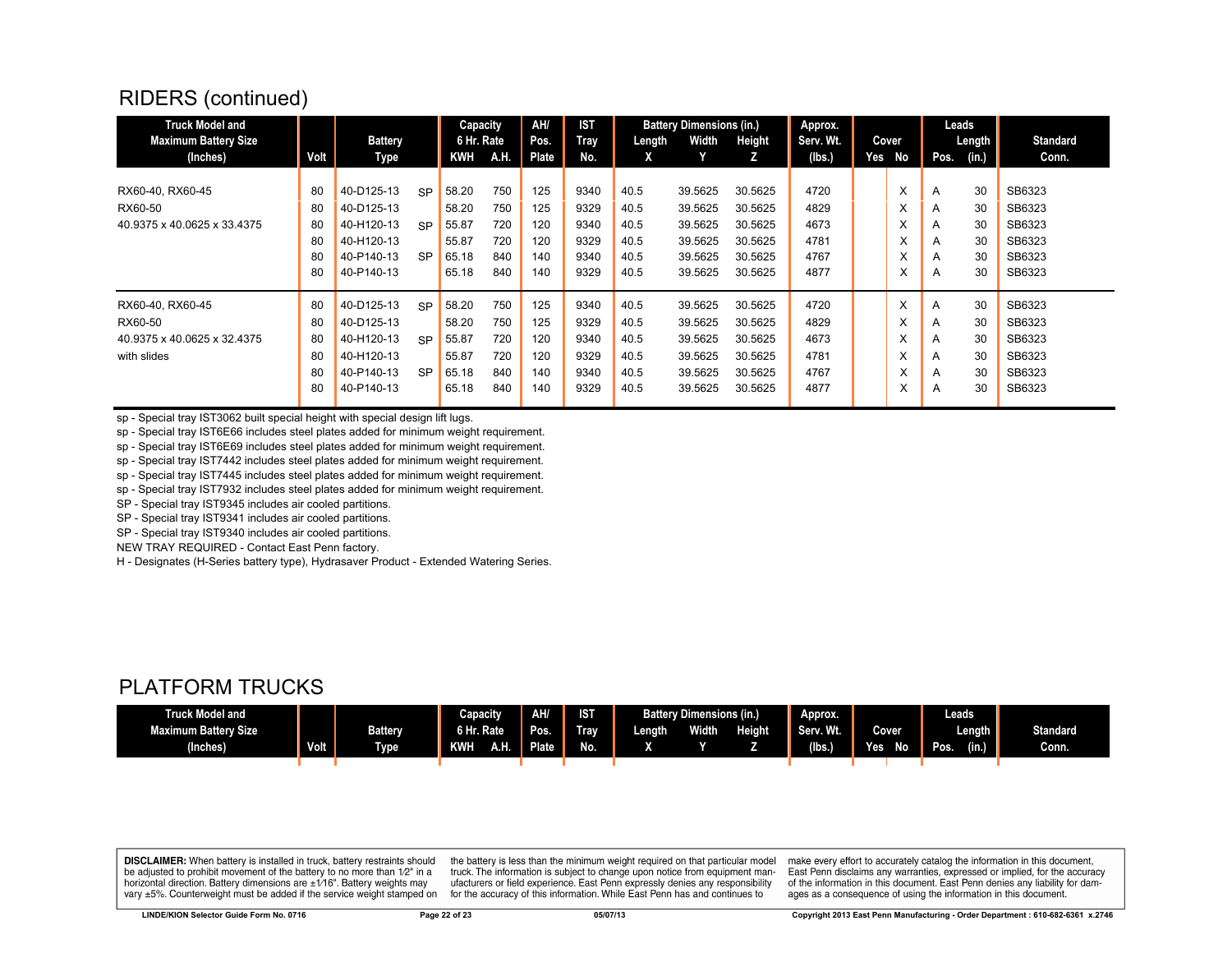## RIDERS (continued)

| Truck Model and Maximum Battery Size (Inches) | Volt | Battery Type | | Capacity 6 Hr. Rate KWH | A.H. | AH/ Pos. Plate | IST Tray No. | Battery Dimensions (in.) Length X | Width Y | Height Z | Approx. Serv. Wt. (lbs.) | Cover Yes | No | Leads Pos. | Length (in.) | Standard Conn. |
|---|---|---|---|---|---|---|---|---|---|---|---|---|---|---|---|---|
| RX60-40, RX60-45 | 80 | 40-D125-13 | SP | 58.20 | 750 | 125 | 9340 | 40.5 | 39.5625 | 30.5625 | 4720 | | X | A | 30 | SB6323 |
| RX60-50 | 80 | 40-D125-13 | | 58.20 | 750 | 125 | 9329 | 40.5 | 39.5625 | 30.5625 | 4829 | | X | A | 30 | SB6323 |
| 40.9375 x 40.0625 x 33.4375 | 80 | 40-H120-13 | SP | 55.87 | 720 | 120 | 9340 | 40.5 | 39.5625 | 30.5625 | 4673 | | X | A | 30 | SB6323 |
| | 80 | 40-H120-13 | | 55.87 | 720 | 120 | 9329 | 40.5 | 39.5625 | 30.5625 | 4781 | | X | A | 30 | SB6323 |
| | 80 | 40-P140-13 | SP | 65.18 | 840 | 140 | 9340 | 40.5 | 39.5625 | 30.5625 | 4767 | | X | A | 30 | SB6323 |
| | 80 | 40-P140-13 | | 65.18 | 840 | 140 | 9329 | 40.5 | 39.5625 | 30.5625 | 4877 | | X | A | 30 | SB6323 |
| RX60-40, RX60-45 | 80 | 40-D125-13 | SP | 58.20 | 750 | 125 | 9340 | 40.5 | 39.5625 | 30.5625 | 4720 | | X | A | 30 | SB6323 |
| RX60-50 | 80 | 40-D125-13 | | 58.20 | 750 | 125 | 9329 | 40.5 | 39.5625 | 30.5625 | 4829 | | X | A | 30 | SB6323 |
| 40.9375 x 40.0625 x 32.4375 | 80 | 40-H120-13 | SP | 55.87 | 720 | 120 | 9340 | 40.5 | 39.5625 | 30.5625 | 4673 | | X | A | 30 | SB6323 |
| with slides | 80 | 40-H120-13 | | 55.87 | 720 | 120 | 9329 | 40.5 | 39.5625 | 30.5625 | 4781 | | X | A | 30 | SB6323 |
| | 80 | 40-P140-13 | SP | 65.18 | 840 | 140 | 9340 | 40.5 | 39.5625 | 30.5625 | 4767 | | X | A | 30 | SB6323 |
| | 80 | 40-P140-13 | | 65.18 | 840 | 140 | 9329 | 40.5 | 39.5625 | 30.5625 | 4877 | | X | A | 30 | SB6323 |

sp - Special tray IST3062 built special height with special design lift lugs.
sp - Special tray IST6E66 includes steel plates added for minimum weight requirement.
sp - Special tray IST6E69 includes steel plates added for minimum weight requirement.
sp - Special tray IST7442 includes steel plates added for minimum weight requirement.
sp - Special tray IST7445 includes steel plates added for minimum weight requirement.
sp - Special tray IST7932 includes steel plates added for minimum weight requirement.
SP - Special tray IST9345 includes air cooled partitions.
SP - Special tray IST9341 includes air cooled partitions.
SP - Special tray IST9340 includes air cooled partitions.
NEW TRAY REQUIRED - Contact East Penn factory.
H - Designates (H-Series battery type), Hydrasaver Product - Extended Watering Series.

## PLATFORM TRUCKS

| Truck Model and Maximum Battery Size (Inches) | Volt | Battery Type | Capacity 6 Hr. Rate KWH | A.H. | AH/ Pos. Plate | IST Tray No. | Battery Dimensions (in.) Length X | Width Y | Height Z | Approx. Serv. Wt. (lbs.) | Cover Yes | No | Leads Pos. | Length (in.) | Standard Conn. |
|---|---|---|---|---|---|---|---|---|---|---|---|---|---|---|---|

**DISCLAIMER:** When battery is installed in truck, battery restraints should be adjusted to prohibit movement of the battery to no more than 1⁄2" in a horizontal direction. Battery dimensions are ±1⁄16". Battery weights may vary ±5%. Counterweight must be added if the service weight stamped on the battery is less than the minimum weight required on that particular model truck. The information is subject to change upon notice from equipment manufacturers or field experience. East Penn expressly denies any responsibility for the accuracy of this information. While East Penn has and continues to make every effort to accurately catalog the information in this document, East Penn disclaims any warranties, expressed or implied, for the accuracy of the information in this document. East Penn denies any liability for damages as a consequence of using the information in this document.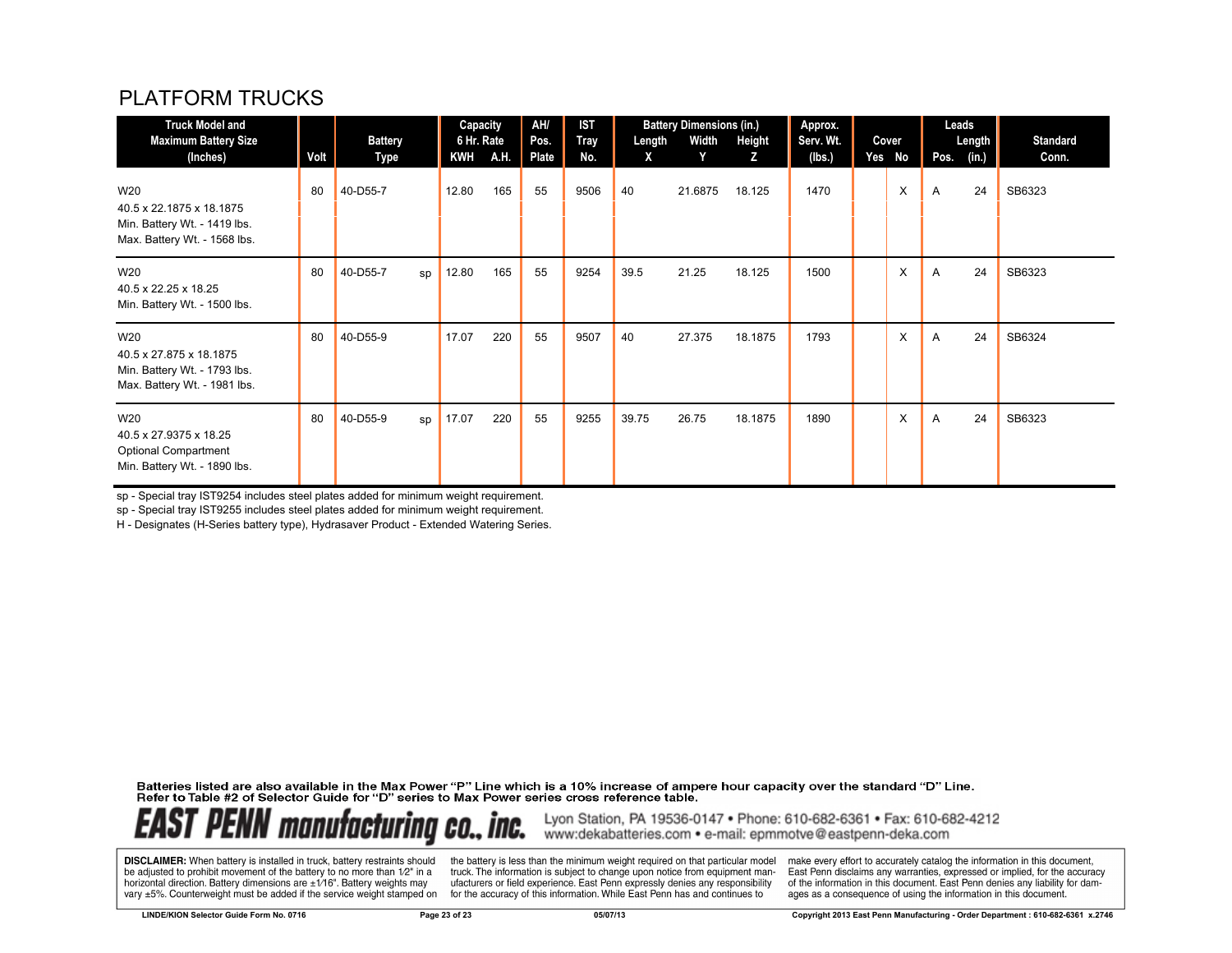# PLATFORM TRUCKS

| Truck Model and Maximum Battery Size (Inches) | Volt | Battery Type | | Capacity 6 Hr. Rate | | AH/ Pos. Plate | IST Tray No. | Battery Dimensions (in.) | | | Approx. Serv. Wt. (lbs.) | Cover | | Leads | | Standard Conn. |
|---|---|---|---|---|---|---|---|---|---|---|---|---|---|---|---|---|
| | | | | KWH | A.H. | | | Length X | Width Y | Height Z | | Yes | No | Pos. | Length (in.) | |
| W20<br>40.5 x 22.1875 x 18.1875<br>Min. Battery Wt. - 1419 lbs.<br>Max. Battery Wt. - 1568 lbs. | 80 | 40-D55-7 | | 12.80 | 165 | 55 | 9506 | 40 | 21.6875 | 18.125 | 1470 | | X | A | 24 | SB6323 |
| W20<br>40.5 x 22.25 x 18.25<br>Min. Battery Wt. - 1500 lbs. | 80 | 40-D55-7 | sp | 12.80 | 165 | 55 | 9254 | 39.5 | 21.25 | 18.125 | 1500 | | X | A | 24 | SB6323 |
| W20<br>40.5 x 27.875 x 18.1875<br>Min. Battery Wt. - 1793 lbs.<br>Max. Battery Wt. - 1981 lbs. | 80 | 40-D55-9 | | 17.07 | 220 | 55 | 9507 | 40 | 27.375 | 18.1875 | 1793 | | X | A | 24 | SB6324 |
| W20<br>40.5 x 27.9375 x 18.25<br>Optional Compartment<br>Min. Battery Wt. - 1890 lbs. | 80 | 40-D55-9 | sp | 17.07 | 220 | 55 | 9255 | 39.75 | 26.75 | 18.1875 | 1890 | | X | A | 24 | SB6323 |

sp - Special tray IST9254 includes steel plates added for minimum weight requirement.

sp - Special tray IST9255 includes steel plates added for minimum weight requirement.

H - Designates (H-Series battery type), Hydrasaver Product - Extended Watering Series.

**Batteries listed are also available in the Max Power "P" Line which is a 10% increase of ampere hour capacity over the standard "D" Line. Refer to Table #2 of Selector Guide for "D" series to Max Power series cross reference table.**

**EAST PENN manufacturing co., inc.** Lyon Station, PA 19536-0147 • Phone: 610-682-6361 • Fax: 610-682-4212
www.dekabatteries.com • e-mail: epmmotve@eastpenn-deka.com

**DISCLAIMER:** When battery is installed in truck, battery restraints should be adjusted to prohibit movement of the battery to no more than 1⁄2" in a horizontal direction. Battery dimensions are ±1⁄16". Battery weights may vary ±5%. Counterweight must be added if the service weight stamped on the battery is less than the minimum weight required on that particular model truck. The information is subject to change upon notice from equipment manufacturers or field experience. East Penn expressly denies any responsibility for the accuracy of this information. While East Penn has and continues to make every effort to accurately catalog the information in this document, East Penn disclaims any warranties, expressed or implied, for the accuracy of the information in this document. East Penn denies any liability for damages as a consequence of using the information in this document.

LINDE/KION Selector Guide Form No. 0716 | 05/07/13 | Copyright 2013 East Penn Manufacturing - Order Department : 610-682-6361 x.2746